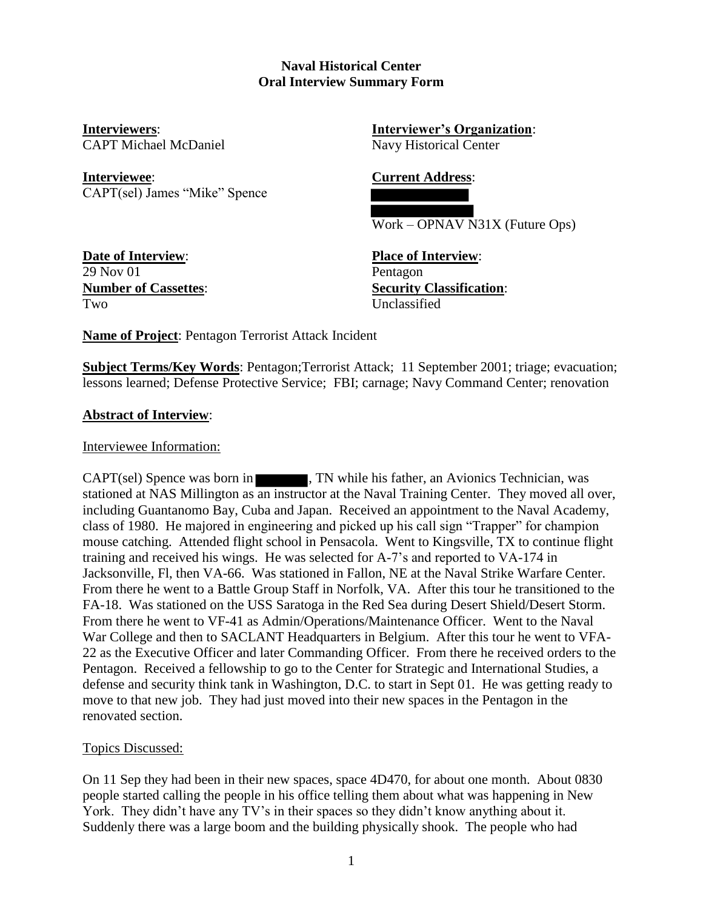**Naval Historical Center**
**Oral Interview Summary Form**

**Interviewers**:
CAPT Michael McDaniel

**Interviewer's Organization**:
Navy Historical Center

**Interviewee**:
CAPT(sel) James "Mike" Spence

**Current Address**:
[redacted]
[redacted]
Work – OPNAV N31X (Future Ops)

**Date of Interview**:
29 Nov 01

**Place of Interview**:
Pentagon

**Number of Cassettes**:
Two

**Security Classification**:
Unclassified

**Name of Project**: Pentagon Terrorist Attack Incident

**Subject Terms/Key Words**: Pentagon;Terrorist Attack; 11 September 2001; triage; evacuation; lessons learned; Defense Protective Service; FBI; carnage; Navy Command Center; renovation

**Abstract of Interview**:

Interviewee Information:

CAPT(sel) Spence was born in [redacted], TN while his father, an Avionics Technician, was stationed at NAS Millington as an instructor at the Naval Training Center. They moved all over, including Guantanomo Bay, Cuba and Japan. Received an appointment to the Naval Academy, class of 1980. He majored in engineering and picked up his call sign "Trapper" for champion mouse catching. Attended flight school in Pensacola. Went to Kingsville, TX to continue flight training and received his wings. He was selected for A-7's and reported to VA-174 in Jacksonville, Fl, then VA-66. Was stationed in Fallon, NE at the Naval Strike Warfare Center. From there he went to a Battle Group Staff in Norfolk, VA. After this tour he transitioned to the FA-18. Was stationed on the USS Saratoga in the Red Sea during Desert Shield/Desert Storm. From there he went to VF-41 as Admin/Operations/Maintenance Officer. Went to the Naval War College and then to SACLANT Headquarters in Belgium. After this tour he went to VFA-22 as the Executive Officer and later Commanding Officer. From there he received orders to the Pentagon. Received a fellowship to go to the Center for Strategic and International Studies, a defense and security think tank in Washington, D.C. to start in Sept 01. He was getting ready to move to that new job. They had just moved into their new spaces in the Pentagon in the renovated section.

Topics Discussed:

On 11 Sep they had been in their new spaces, space 4D470, for about one month. About 0830 people started calling the people in his office telling them about what was happening in New York. They didn't have any TV's in their spaces so they didn't know anything about it. Suddenly there was a large boom and the building physically shook. The people who had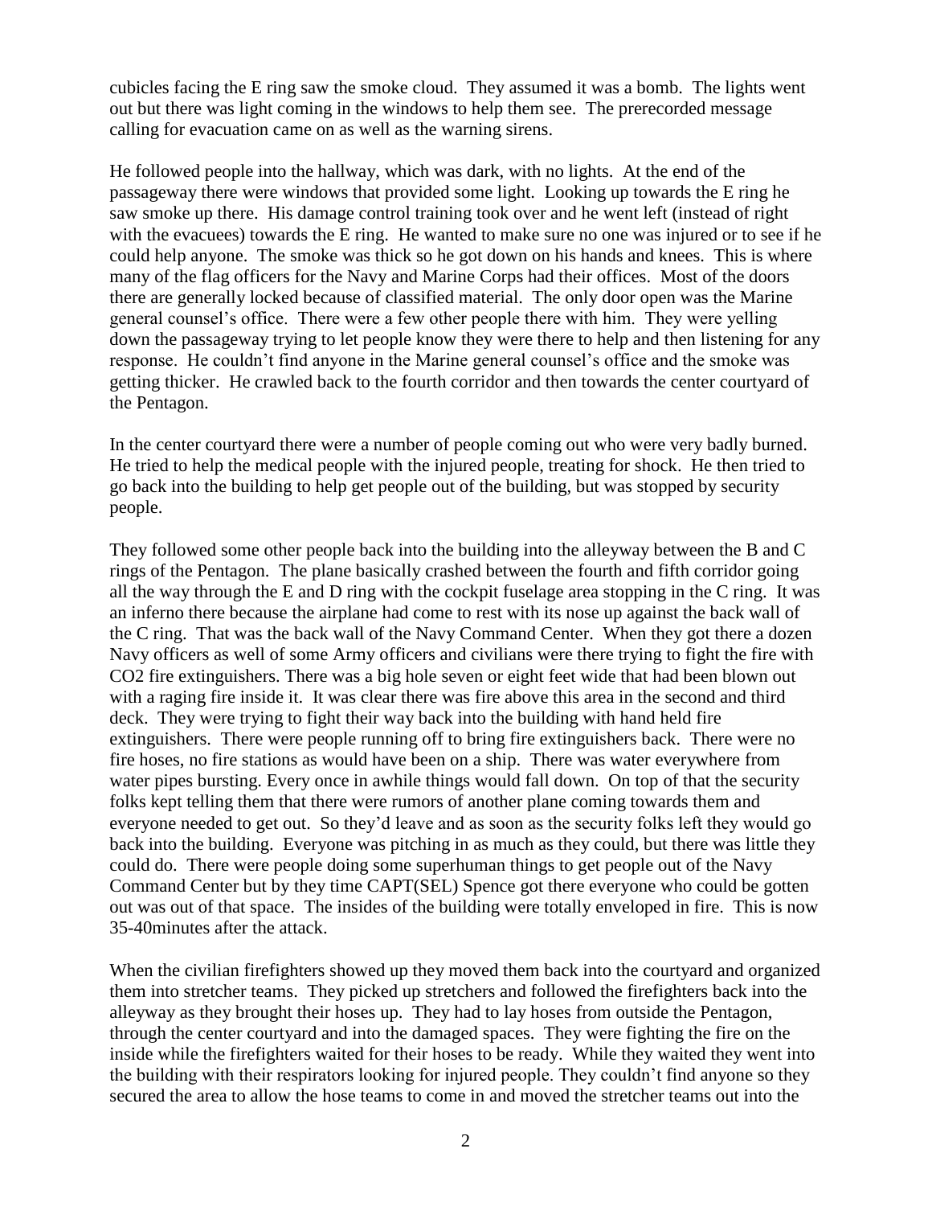cubicles facing the E ring saw the smoke cloud. They assumed it was a bomb. The lights went out but there was light coming in the windows to help them see. The prerecorded message calling for evacuation came on as well as the warning sirens.

He followed people into the hallway, which was dark, with no lights. At the end of the passageway there were windows that provided some light. Looking up towards the E ring he saw smoke up there. His damage control training took over and he went left (instead of right with the evacuees) towards the E ring. He wanted to make sure no one was injured or to see if he could help anyone. The smoke was thick so he got down on his hands and knees. This is where many of the flag officers for the Navy and Marine Corps had their offices. Most of the doors there are generally locked because of classified material. The only door open was the Marine general counsel's office. There were a few other people there with him. They were yelling down the passageway trying to let people know they were there to help and then listening for any response. He couldn't find anyone in the Marine general counsel's office and the smoke was getting thicker. He crawled back to the fourth corridor and then towards the center courtyard of the Pentagon.

In the center courtyard there were a number of people coming out who were very badly burned. He tried to help the medical people with the injured people, treating for shock. He then tried to go back into the building to help get people out of the building, but was stopped by security people.

They followed some other people back into the building into the alleyway between the B and C rings of the Pentagon. The plane basically crashed between the fourth and fifth corridor going all the way through the E and D ring with the cockpit fuselage area stopping in the C ring. It was an inferno there because the airplane had come to rest with its nose up against the back wall of the C ring. That was the back wall of the Navy Command Center. When they got there a dozen Navy officers as well of some Army officers and civilians were there trying to fight the fire with CO2 fire extinguishers. There was a big hole seven or eight feet wide that had been blown out with a raging fire inside it. It was clear there was fire above this area in the second and third deck. They were trying to fight their way back into the building with hand held fire extinguishers. There were people running off to bring fire extinguishers back. There were no fire hoses, no fire stations as would have been on a ship. There was water everywhere from water pipes bursting. Every once in awhile things would fall down. On top of that the security folks kept telling them that there were rumors of another plane coming towards them and everyone needed to get out. So they'd leave and as soon as the security folks left they would go back into the building. Everyone was pitching in as much as they could, but there was little they could do. There were people doing some superhuman things to get people out of the Navy Command Center but by they time CAPT(SEL) Spence got there everyone who could be gotten out was out of that space. The insides of the building were totally enveloped in fire. This is now 35-40minutes after the attack.

When the civilian firefighters showed up they moved them back into the courtyard and organized them into stretcher teams. They picked up stretchers and followed the firefighters back into the alleyway as they brought their hoses up. They had to lay hoses from outside the Pentagon, through the center courtyard and into the damaged spaces. They were fighting the fire on the inside while the firefighters waited for their hoses to be ready. While they waited they went into the building with their respirators looking for injured people. They couldn't find anyone so they secured the area to allow the hose teams to come in and moved the stretcher teams out into the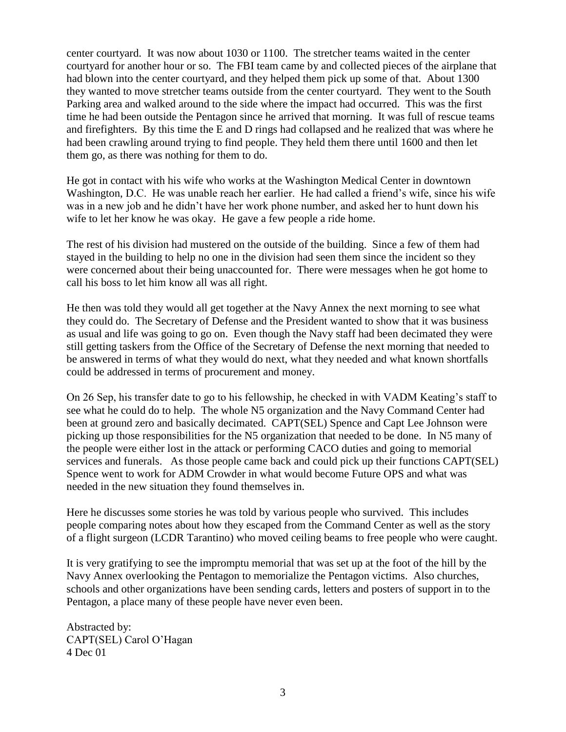center courtyard. It was now about 1030 or 1100. The stretcher teams waited in the center courtyard for another hour or so. The FBI team came by and collected pieces of the airplane that had blown into the center courtyard, and they helped them pick up some of that. About 1300 they wanted to move stretcher teams outside from the center courtyard. They went to the South Parking area and walked around to the side where the impact had occurred. This was the first time he had been outside the Pentagon since he arrived that morning. It was full of rescue teams and firefighters. By this time the E and D rings had collapsed and he realized that was where he had been crawling around trying to find people. They held them there until 1600 and then let them go, as there was nothing for them to do.

He got in contact with his wife who works at the Washington Medical Center in downtown Washington, D.C. He was unable reach her earlier. He had called a friend's wife, since his wife was in a new job and he didn't have her work phone number, and asked her to hunt down his wife to let her know he was okay. He gave a few people a ride home.

The rest of his division had mustered on the outside of the building. Since a few of them had stayed in the building to help no one in the division had seen them since the incident so they were concerned about their being unaccounted for. There were messages when he got home to call his boss to let him know all was all right.

He then was told they would all get together at the Navy Annex the next morning to see what they could do. The Secretary of Defense and the President wanted to show that it was business as usual and life was going to go on. Even though the Navy staff had been decimated they were still getting taskers from the Office of the Secretary of Defense the next morning that needed to be answered in terms of what they would do next, what they needed and what known shortfalls could be addressed in terms of procurement and money.

On 26 Sep, his transfer date to go to his fellowship, he checked in with VADM Keating's staff to see what he could do to help. The whole N5 organization and the Navy Command Center had been at ground zero and basically decimated. CAPT(SEL) Spence and Capt Lee Johnson were picking up those responsibilities for the N5 organization that needed to be done. In N5 many of the people were either lost in the attack or performing CACO duties and going to memorial services and funerals. As those people came back and could pick up their functions CAPT(SEL) Spence went to work for ADM Crowder in what would become Future OPS and what was needed in the new situation they found themselves in.

Here he discusses some stories he was told by various people who survived. This includes people comparing notes about how they escaped from the Command Center as well as the story of a flight surgeon (LCDR Tarantino) who moved ceiling beams to free people who were caught.

It is very gratifying to see the impromptu memorial that was set up at the foot of the hill by the Navy Annex overlooking the Pentagon to memorialize the Pentagon victims. Also churches, schools and other organizations have been sending cards, letters and posters of support in to the Pentagon, a place many of these people have never even been.

Abstracted by:
CAPT(SEL) Carol O'Hagan
4 Dec 01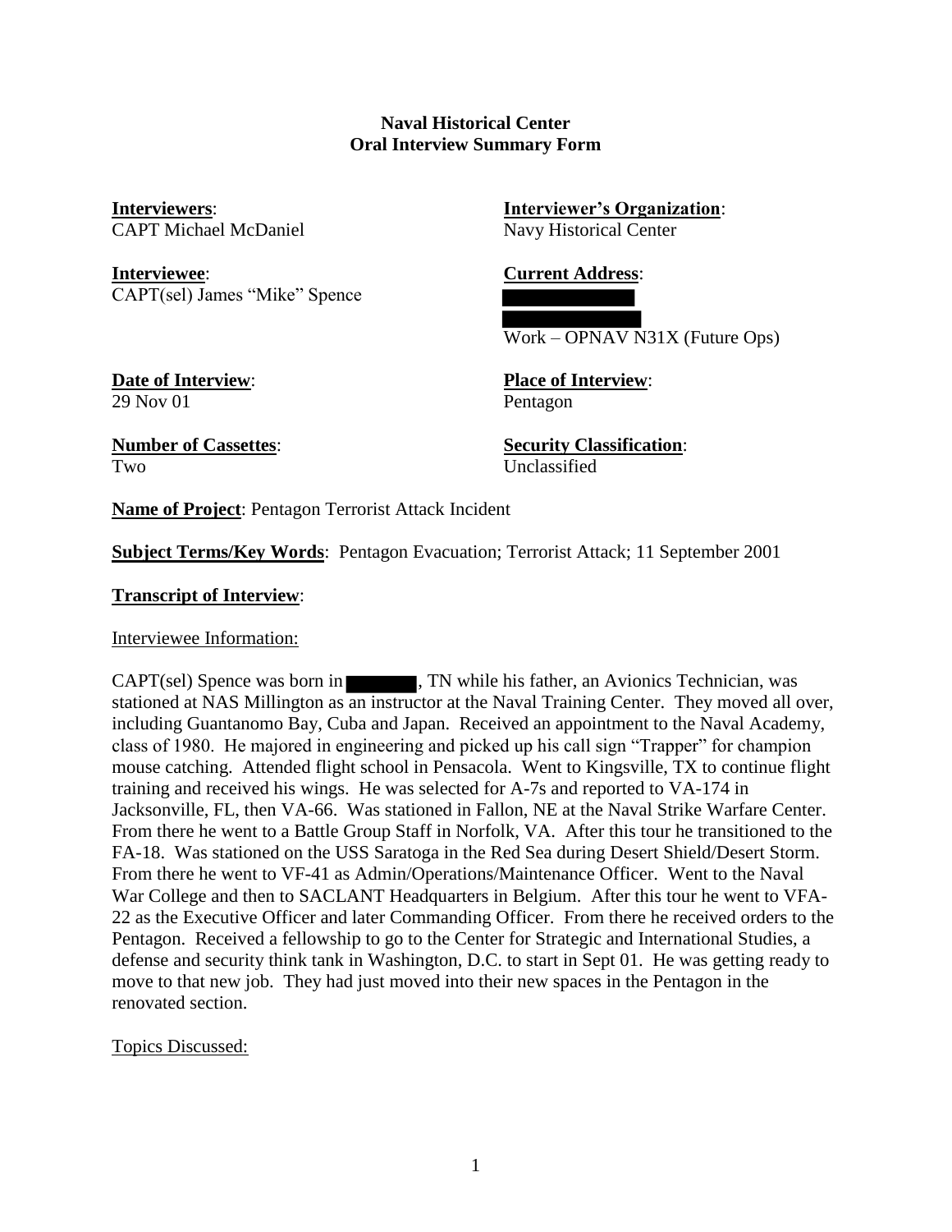**Naval Historical Center**
**Oral Interview Summary Form**

**Interviewers**:
CAPT Michael McDaniel

**Interviewer's Organization**:
Navy Historical Center

**Interviewee**:
CAPT(sel) James "Mike" Spence

**Current Address**:
█████████████
█████████████
Work – OPNAV N31X (Future Ops)

**Date of Interview**:
29 Nov 01

**Place of Interview**:
Pentagon

**Number of Cassettes**:
Two

**Security Classification**:
Unclassified

**Name of Project**: Pentagon Terrorist Attack Incident

**Subject Terms/Key Words**: Pentagon Evacuation; Terrorist Attack; 11 September 2001

**Transcript of Interview**:

Interviewee Information:

CAPT(sel) Spence was born in ███████, TN while his father, an Avionics Technician, was stationed at NAS Millington as an instructor at the Naval Training Center. They moved all over, including Guantanomo Bay, Cuba and Japan. Received an appointment to the Naval Academy, class of 1980. He majored in engineering and picked up his call sign "Trapper" for champion mouse catching. Attended flight school in Pensacola. Went to Kingsville, TX to continue flight training and received his wings. He was selected for A-7s and reported to VA-174 in Jacksonville, FL, then VA-66. Was stationed in Fallon, NE at the Naval Strike Warfare Center. From there he went to a Battle Group Staff in Norfolk, VA. After this tour he transitioned to the FA-18. Was stationed on the USS Saratoga in the Red Sea during Desert Shield/Desert Storm. From there he went to VF-41 as Admin/Operations/Maintenance Officer. Went to the Naval War College and then to SACLANT Headquarters in Belgium. After this tour he went to VFA-22 as the Executive Officer and later Commanding Officer. From there he received orders to the Pentagon. Received a fellowship to go to the Center for Strategic and International Studies, a defense and security think tank in Washington, D.C. to start in Sept 01. He was getting ready to move to that new job. They had just moved into their new spaces in the Pentagon in the renovated section.

Topics Discussed: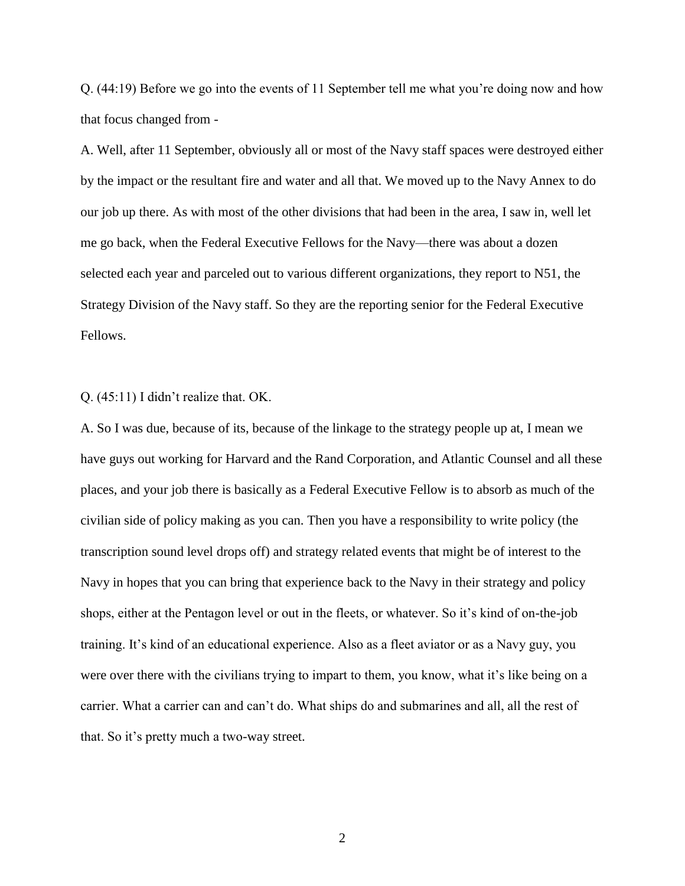Q. (44:19) Before we go into the events of 11 September tell me what you're doing now and how that focus changed from -

A. Well, after 11 September, obviously all or most of the Navy staff spaces were destroyed either by the impact or the resultant fire and water and all that. We moved up to the Navy Annex to do our job up there. As with most of the other divisions that had been in the area, I saw in, well let me go back, when the Federal Executive Fellows for the Navy—there was about a dozen selected each year and parceled out to various different organizations, they report to N51, the Strategy Division of the Navy staff. So they are the reporting senior for the Federal Executive Fellows.

Q. (45:11) I didn't realize that. OK.

A. So I was due, because of its, because of the linkage to the strategy people up at, I mean we have guys out working for Harvard and the Rand Corporation, and Atlantic Counsel and all these places, and your job there is basically as a Federal Executive Fellow is to absorb as much of the civilian side of policy making as you can. Then you have a responsibility to write policy (the transcription sound level drops off) and strategy related events that might be of interest to the Navy in hopes that you can bring that experience back to the Navy in their strategy and policy shops, either at the Pentagon level or out in the fleets, or whatever. So it's kind of on-the-job training. It's kind of an educational experience. Also as a fleet aviator or as a Navy guy, you were over there with the civilians trying to impart to them, you know, what it's like being on a carrier. What a carrier can and can't do. What ships do and submarines and all, all the rest of that. So it's pretty much a two-way street.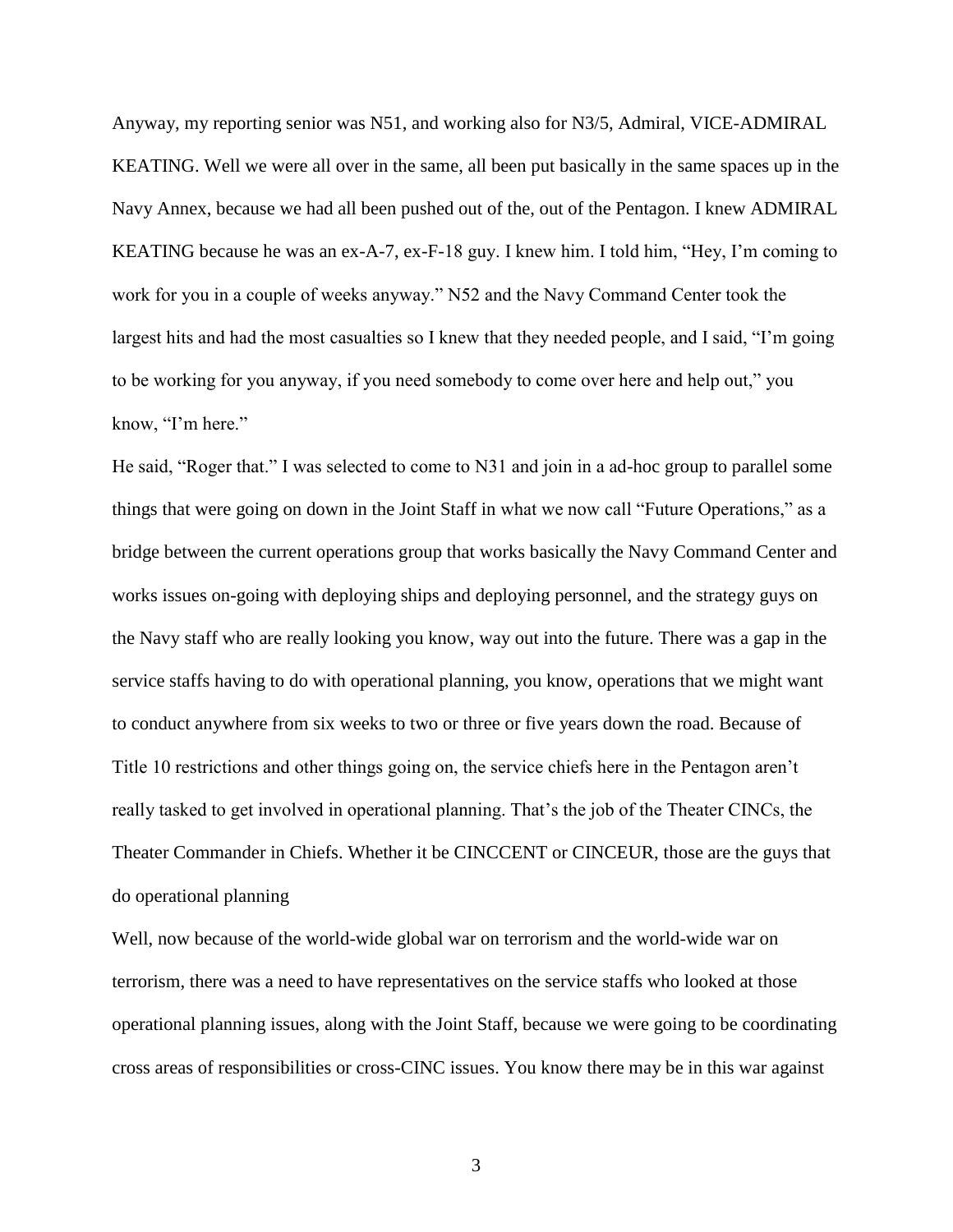Anyway, my reporting senior was N51, and working also for N3/5, Admiral, VICE-ADMIRAL KEATING. Well we were all over in the same, all been put basically in the same spaces up in the Navy Annex, because we had all been pushed out of the, out of the Pentagon. I knew ADMIRAL KEATING because he was an ex-A-7, ex-F-18 guy. I knew him. I told him, "Hey, I'm coming to work for you in a couple of weeks anyway." N52 and the Navy Command Center took the largest hits and had the most casualties so I knew that they needed people, and I said, "I'm going to be working for you anyway, if you need somebody to come over here and help out," you know, "I'm here."

He said, "Roger that." I was selected to come to N31 and join in a ad-hoc group to parallel some things that were going on down in the Joint Staff in what we now call "Future Operations," as a bridge between the current operations group that works basically the Navy Command Center and works issues on-going with deploying ships and deploying personnel, and the strategy guys on the Navy staff who are really looking you know, way out into the future. There was a gap in the service staffs having to do with operational planning, you know, operations that we might want to conduct anywhere from six weeks to two or three or five years down the road. Because of Title 10 restrictions and other things going on, the service chiefs here in the Pentagon aren't really tasked to get involved in operational planning. That's the job of the Theater CINCs, the Theater Commander in Chiefs. Whether it be CINCCENT or CINCEUR, those are the guys that do operational planning

Well, now because of the world-wide global war on terrorism and the world-wide war on terrorism, there was a need to have representatives on the service staffs who looked at those operational planning issues, along with the Joint Staff, because we were going to be coordinating cross areas of responsibilities or cross-CINC issues. You know there may be in this war against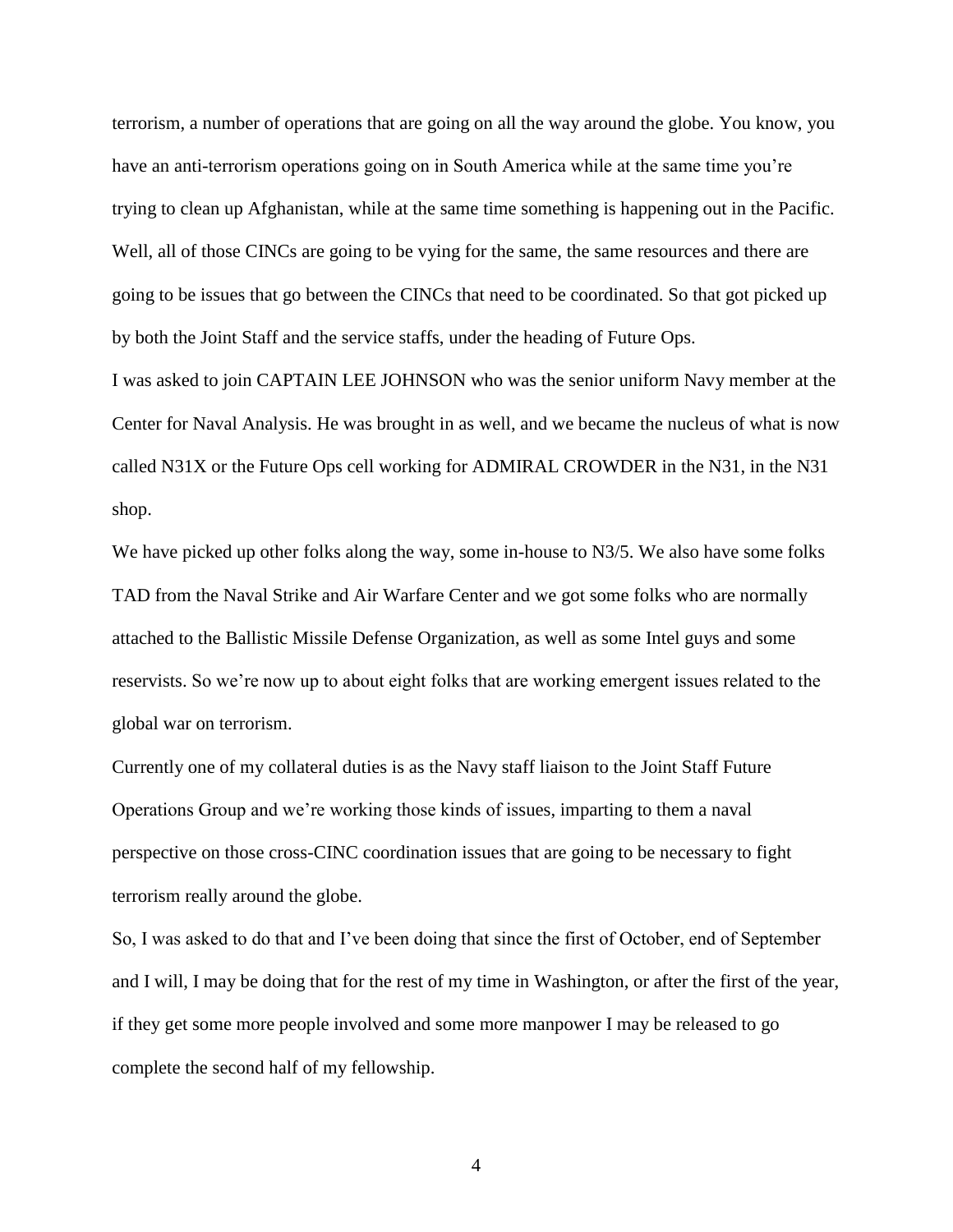terrorism, a number of operations that are going on all the way around the globe. You know, you have an anti-terrorism operations going on in South America while at the same time you're trying to clean up Afghanistan, while at the same time something is happening out in the Pacific. Well, all of those CINCs are going to be vying for the same, the same resources and there are going to be issues that go between the CINCs that need to be coordinated. So that got picked up by both the Joint Staff and the service staffs, under the heading of Future Ops.

I was asked to join CAPTAIN LEE JOHNSON who was the senior uniform Navy member at the Center for Naval Analysis. He was brought in as well, and we became the nucleus of what is now called N31X or the Future Ops cell working for ADMIRAL CROWDER in the N31, in the N31 shop.

We have picked up other folks along the way, some in-house to N3/5. We also have some folks TAD from the Naval Strike and Air Warfare Center and we got some folks who are normally attached to the Ballistic Missile Defense Organization, as well as some Intel guys and some reservists. So we're now up to about eight folks that are working emergent issues related to the global war on terrorism.

Currently one of my collateral duties is as the Navy staff liaison to the Joint Staff Future Operations Group and we're working those kinds of issues, imparting to them a naval perspective on those cross-CINC coordination issues that are going to be necessary to fight terrorism really around the globe.

So, I was asked to do that and I've been doing that since the first of October, end of September and I will, I may be doing that for the rest of my time in Washington, or after the first of the year, if they get some more people involved and some more manpower I may be released to go complete the second half of my fellowship.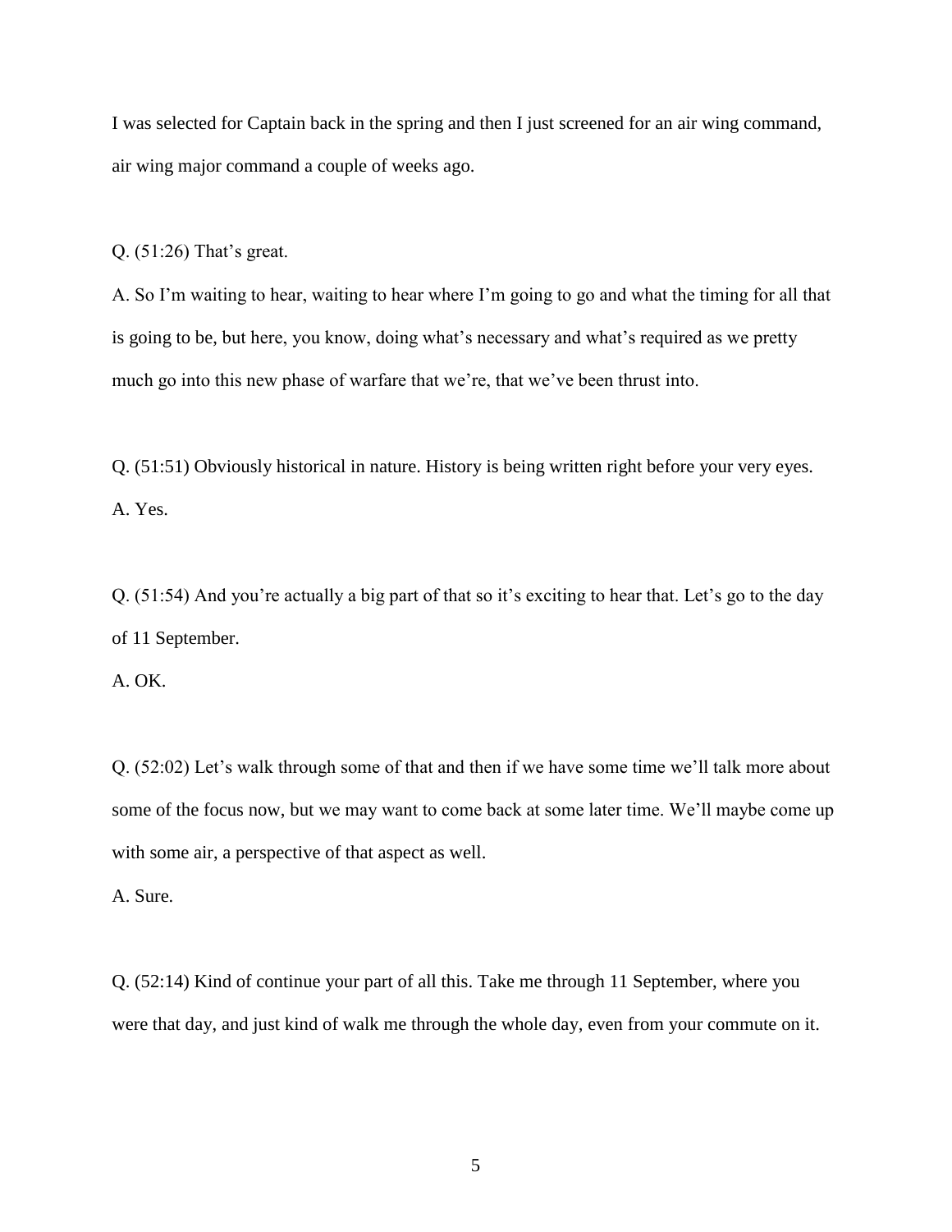I was selected for Captain back in the spring and then I just screened for an air wing command, air wing major command a couple of weeks ago.

Q. (51:26) That's great.

A. So I'm waiting to hear, waiting to hear where I'm going to go and what the timing for all that is going to be, but here, you know, doing what's necessary and what's required as we pretty much go into this new phase of warfare that we're, that we've been thrust into.

Q. (51:51) Obviously historical in nature. History is being written right before your very eyes.

A. Yes.

Q. (51:54) And you're actually a big part of that so it's exciting to hear that. Let's go to the day of 11 September.

A. OK.

Q. (52:02) Let's walk through some of that and then if we have some time we'll talk more about some of the focus now, but we may want to come back at some later time. We'll maybe come up with some air, a perspective of that aspect as well.

A. Sure.

Q. (52:14) Kind of continue your part of all this. Take me through 11 September, where you were that day, and just kind of walk me through the whole day, even from your commute on it.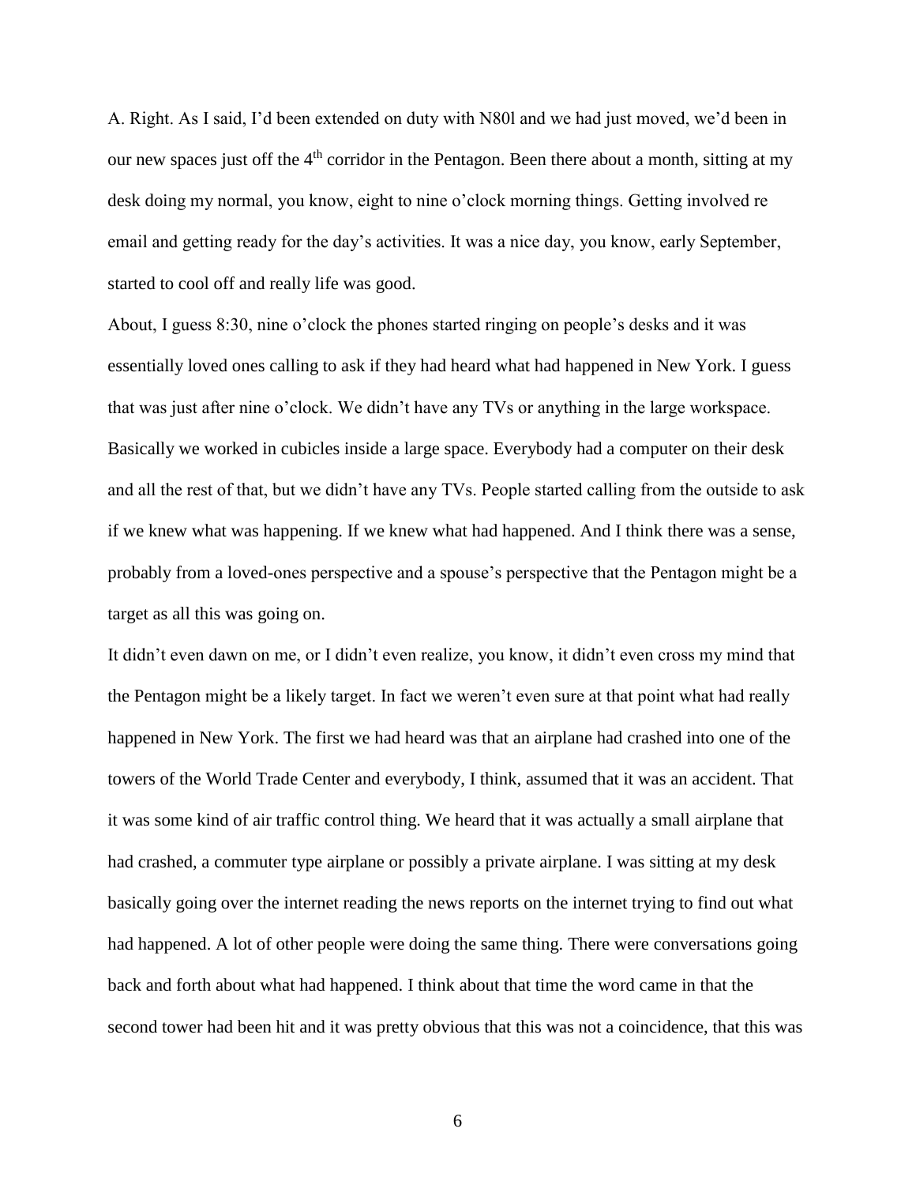A. Right. As I said, I'd been extended on duty with N80l and we had just moved, we'd been in our new spaces just off the 4th corridor in the Pentagon. Been there about a month, sitting at my desk doing my normal, you know, eight to nine o'clock morning things. Getting involved re email and getting ready for the day's activities. It was a nice day, you know, early September, started to cool off and really life was good.

About, I guess 8:30, nine o'clock the phones started ringing on people's desks and it was essentially loved ones calling to ask if they had heard what had happened in New York. I guess that was just after nine o'clock. We didn't have any TVs or anything in the large workspace. Basically we worked in cubicles inside a large space. Everybody had a computer on their desk and all the rest of that, but we didn't have any TVs. People started calling from the outside to ask if we knew what was happening. If we knew what had happened. And I think there was a sense, probably from a loved-ones perspective and a spouse's perspective that the Pentagon might be a target as all this was going on.

It didn't even dawn on me, or I didn't even realize, you know, it didn't even cross my mind that the Pentagon might be a likely target. In fact we weren't even sure at that point what had really happened in New York. The first we had heard was that an airplane had crashed into one of the towers of the World Trade Center and everybody, I think, assumed that it was an accident. That it was some kind of air traffic control thing. We heard that it was actually a small airplane that had crashed, a commuter type airplane or possibly a private airplane. I was sitting at my desk basically going over the internet reading the news reports on the internet trying to find out what had happened. A lot of other people were doing the same thing. There were conversations going back and forth about what had happened. I think about that time the word came in that the second tower had been hit and it was pretty obvious that this was not a coincidence, that this was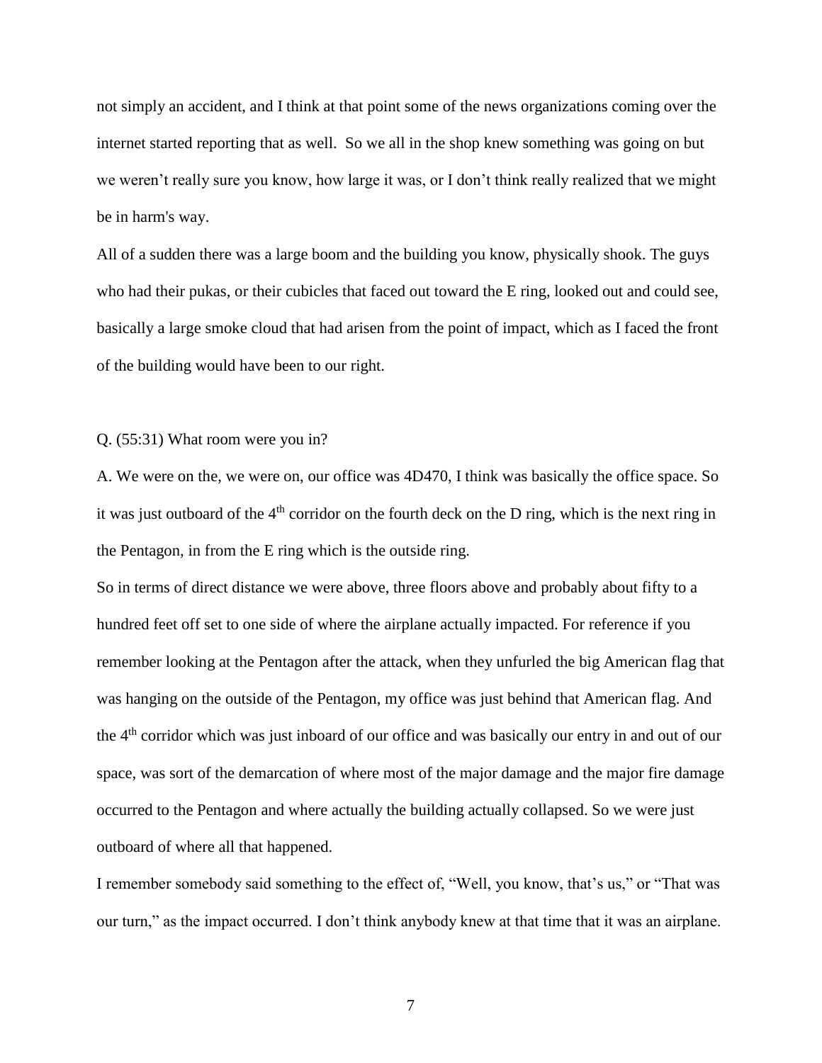not simply an accident, and I think at that point some of the news organizations coming over the internet started reporting that as well. So we all in the shop knew something was going on but we weren't really sure you know, how large it was, or I don't think really realized that we might be in harm's way.

All of a sudden there was a large boom and the building you know, physically shook. The guys who had their pukas, or their cubicles that faced out toward the E ring, looked out and could see, basically a large smoke cloud that had arisen from the point of impact, which as I faced the front of the building would have been to our right.

Q. (55:31) What room were you in?

A. We were on the, we were on, our office was 4D470, I think was basically the office space. So it was just outboard of the 4th corridor on the fourth deck on the D ring, which is the next ring in the Pentagon, in from the E ring which is the outside ring.

So in terms of direct distance we were above, three floors above and probably about fifty to a hundred feet off set to one side of where the airplane actually impacted. For reference if you remember looking at the Pentagon after the attack, when they unfurled the big American flag that was hanging on the outside of the Pentagon, my office was just behind that American flag. And the 4th corridor which was just inboard of our office and was basically our entry in and out of our space, was sort of the demarcation of where most of the major damage and the major fire damage occurred to the Pentagon and where actually the building actually collapsed. So we were just outboard of where all that happened.

I remember somebody said something to the effect of, "Well, you know, that's us," or "That was our turn," as the impact occurred. I don't think anybody knew at that time that it was an airplane.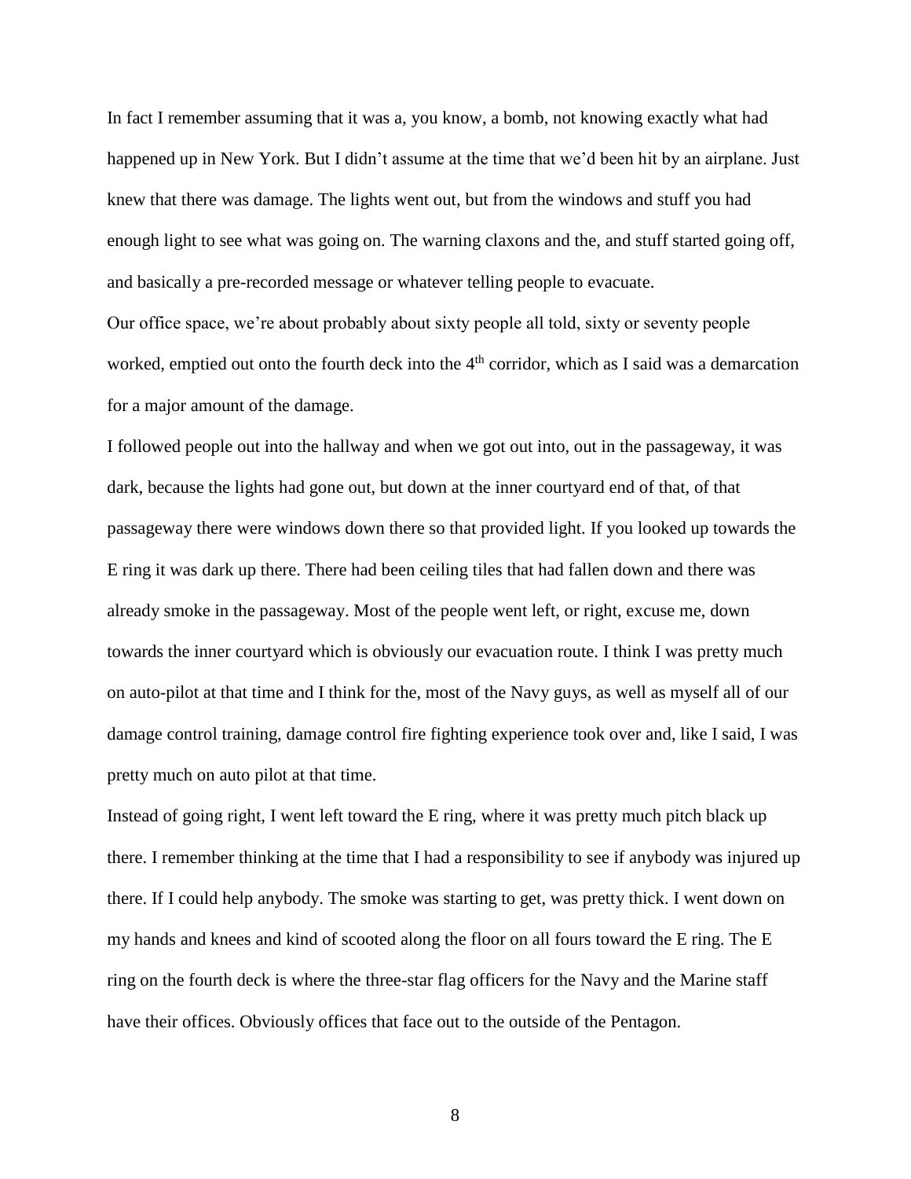In fact I remember assuming that it was a, you know, a bomb, not knowing exactly what had happened up in New York. But I didn't assume at the time that we'd been hit by an airplane. Just knew that there was damage. The lights went out, but from the windows and stuff you had enough light to see what was going on. The warning claxons and the, and stuff started going off, and basically a pre-recorded message or whatever telling people to evacuate.

Our office space, we're about probably about sixty people all told, sixty or seventy people worked, emptied out onto the fourth deck into the 4th corridor, which as I said was a demarcation for a major amount of the damage.

I followed people out into the hallway and when we got out into, out in the passageway, it was dark, because the lights had gone out, but down at the inner courtyard end of that, of that passageway there were windows down there so that provided light. If you looked up towards the E ring it was dark up there. There had been ceiling tiles that had fallen down and there was already smoke in the passageway. Most of the people went left, or right, excuse me, down towards the inner courtyard which is obviously our evacuation route. I think I was pretty much on auto-pilot at that time and I think for the, most of the Navy guys, as well as myself all of our damage control training, damage control fire fighting experience took over and, like I said, I was pretty much on auto pilot at that time.

Instead of going right, I went left toward the E ring, where it was pretty much pitch black up there. I remember thinking at the time that I had a responsibility to see if anybody was injured up there. If I could help anybody. The smoke was starting to get, was pretty thick. I went down on my hands and knees and kind of scooted along the floor on all fours toward the E ring. The E ring on the fourth deck is where the three-star flag officers for the Navy and the Marine staff have their offices. Obviously offices that face out to the outside of the Pentagon.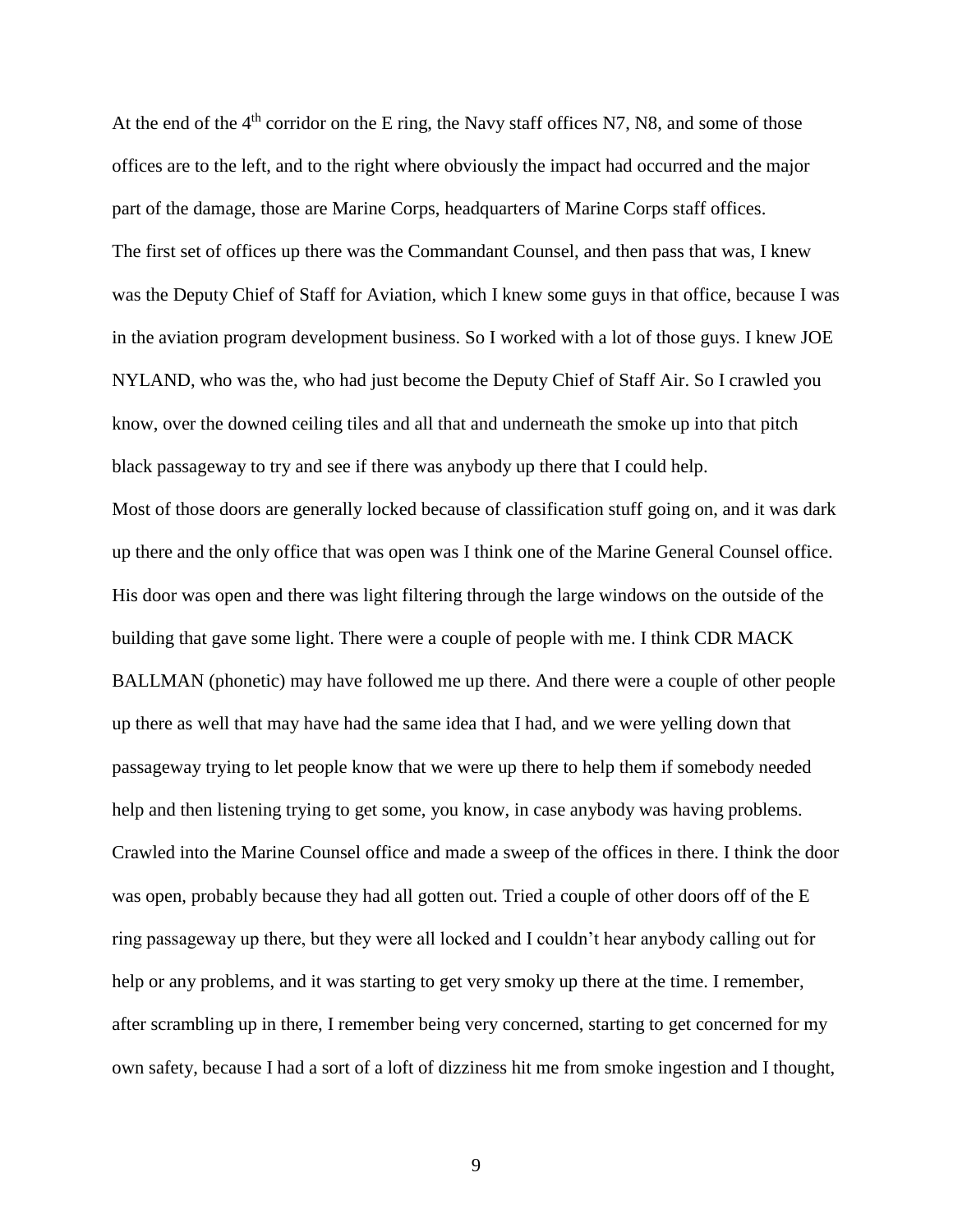At the end of the 4th corridor on the E ring, the Navy staff offices N7, N8, and some of those offices are to the left, and to the right where obviously the impact had occurred and the major part of the damage, those are Marine Corps, headquarters of Marine Corps staff offices.

The first set of offices up there was the Commandant Counsel, and then pass that was, I knew was the Deputy Chief of Staff for Aviation, which I knew some guys in that office, because I was in the aviation program development business. So I worked with a lot of those guys. I knew JOE NYLAND, who was the, who had just become the Deputy Chief of Staff Air. So I crawled you know, over the downed ceiling tiles and all that and underneath the smoke up into that pitch black passageway to try and see if there was anybody up there that I could help.

Most of those doors are generally locked because of classification stuff going on, and it was dark up there and the only office that was open was I think one of the Marine General Counsel office. His door was open and there was light filtering through the large windows on the outside of the building that gave some light. There were a couple of people with me. I think CDR MACK BALLMAN (phonetic) may have followed me up there. And there were a couple of other people up there as well that may have had the same idea that I had, and we were yelling down that passageway trying to let people know that we were up there to help them if somebody needed help and then listening trying to get some, you know, in case anybody was having problems. Crawled into the Marine Counsel office and made a sweep of the offices in there. I think the door was open, probably because they had all gotten out. Tried a couple of other doors off of the E ring passageway up there, but they were all locked and I couldn't hear anybody calling out for help or any problems, and it was starting to get very smoky up there at the time. I remember, after scrambling up in there, I remember being very concerned, starting to get concerned for my own safety, because I had a sort of a loft of dizziness hit me from smoke ingestion and I thought,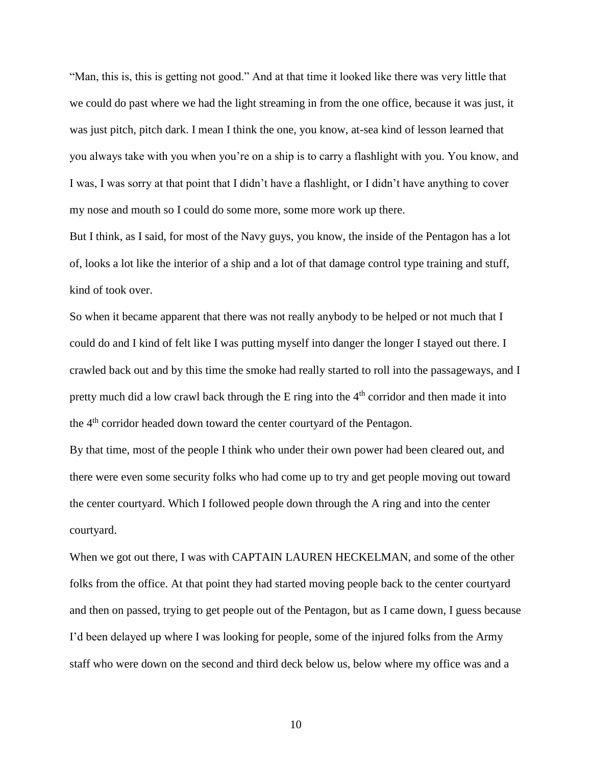"Man, this is, this is getting not good." And at that time it looked like there was very little that we could do past where we had the light streaming in from the one office, because it was just, it was just pitch, pitch dark. I mean I think the one, you know, at-sea kind of lesson learned that you always take with you when you're on a ship is to carry a flashlight with you. You know, and I was, I was sorry at that point that I didn't have a flashlight, or I didn't have anything to cover my nose and mouth so I could do some more, some more work up there.

But I think, as I said, for most of the Navy guys, you know, the inside of the Pentagon has a lot of, looks a lot like the interior of a ship and a lot of that damage control type training and stuff, kind of took over.

So when it became apparent that there was not really anybody to be helped or not much that I could do and I kind of felt like I was putting myself into danger the longer I stayed out there. I crawled back out and by this time the smoke had really started to roll into the passageways, and I pretty much did a low crawl back through the E ring into the 4th corridor and then made it into the 4th corridor headed down toward the center courtyard of the Pentagon.

By that time, most of the people I think who under their own power had been cleared out, and there were even some security folks who had come up to try and get people moving out toward the center courtyard. Which I followed people down through the A ring and into the center courtyard.

When we got out there, I was with CAPTAIN LAUREN HECKELMAN, and some of the other folks from the office. At that point they had started moving people back to the center courtyard and then on passed, trying to get people out of the Pentagon, but as I came down, I guess because I'd been delayed up where I was looking for people, some of the injured folks from the Army staff who were down on the second and third deck below us, below where my office was and a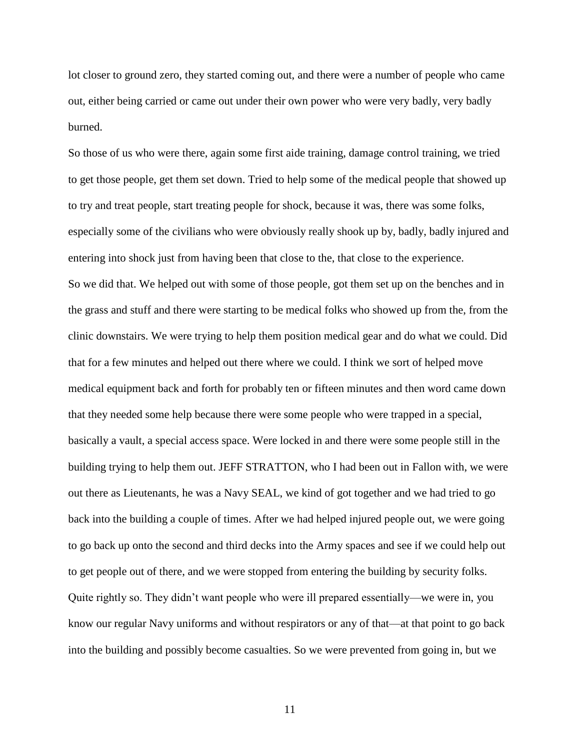lot closer to ground zero, they started coming out, and there were a number of people who came out, either being carried or came out under their own power who were very badly, very badly burned.

So those of us who were there, again some first aide training, damage control training, we tried to get those people, get them set down. Tried to help some of the medical people that showed up to try and treat people, start treating people for shock, because it was, there was some folks, especially some of the civilians who were obviously really shook up by, badly, badly injured and entering into shock just from having been that close to the, that close to the experience.

So we did that. We helped out with some of those people, got them set up on the benches and in the grass and stuff and there were starting to be medical folks who showed up from the, from the clinic downstairs. We were trying to help them position medical gear and do what we could. Did that for a few minutes and helped out there where we could. I think we sort of helped move medical equipment back and forth for probably ten or fifteen minutes and then word came down that they needed some help because there were some people who were trapped in a special, basically a vault, a special access space. Were locked in and there were some people still in the building trying to help them out. JEFF STRATTON, who I had been out in Fallon with, we were out there as Lieutenants, he was a Navy SEAL, we kind of got together and we had tried to go back into the building a couple of times. After we had helped injured people out, we were going to go back up onto the second and third decks into the Army spaces and see if we could help out to get people out of there, and we were stopped from entering the building by security folks. Quite rightly so. They didn't want people who were ill prepared essentially—we were in, you know our regular Navy uniforms and without respirators or any of that—at that point to go back into the building and possibly become casualties. So we were prevented from going in, but we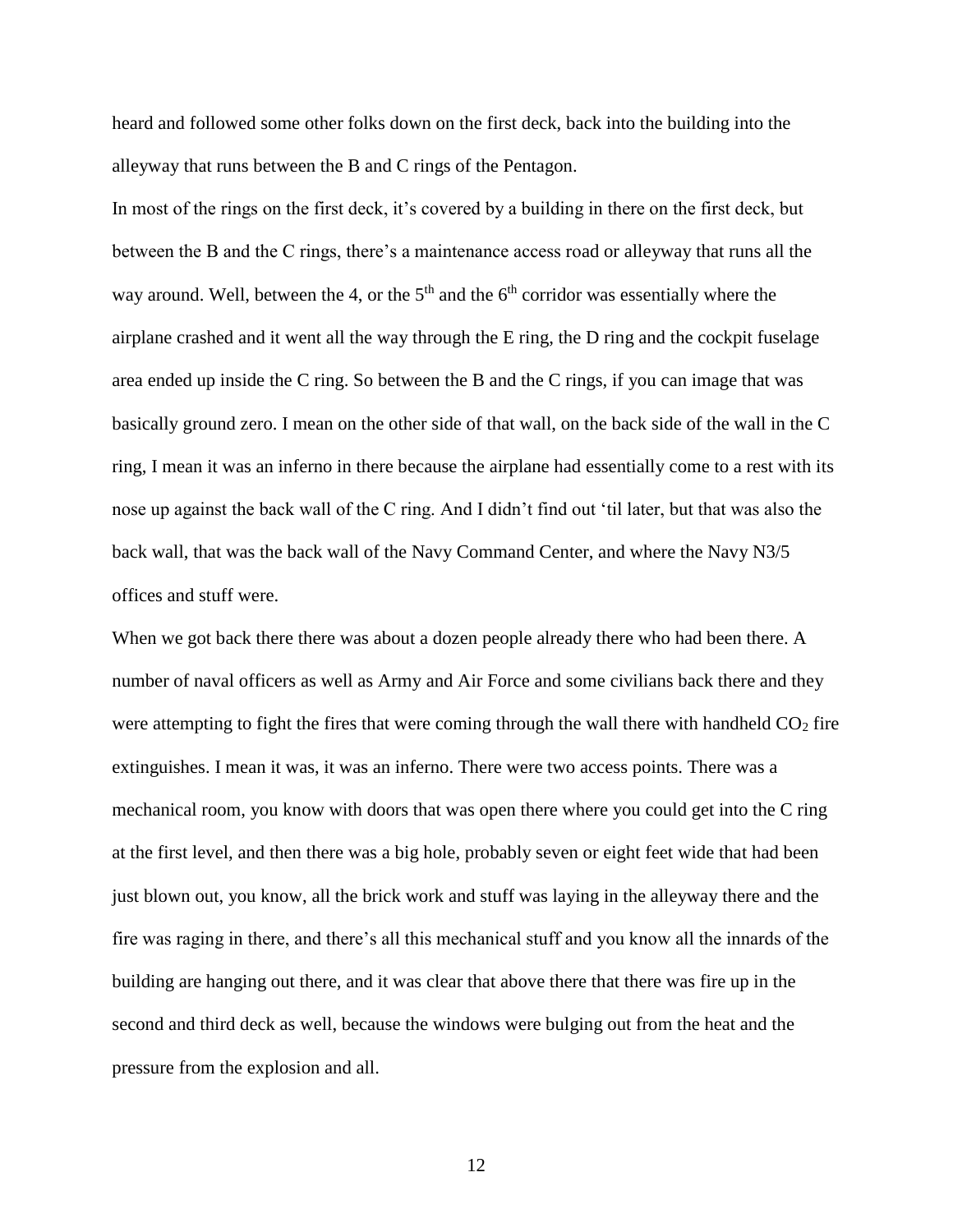heard and followed some other folks down on the first deck, back into the building into the alleyway that runs between the B and C rings of the Pentagon.

In most of the rings on the first deck, it's covered by a building in there on the first deck, but between the B and the C rings, there's a maintenance access road or alleyway that runs all the way around. Well, between the 4, or the 5th and the 6th corridor was essentially where the airplane crashed and it went all the way through the E ring, the D ring and the cockpit fuselage area ended up inside the C ring. So between the B and the C rings, if you can image that was basically ground zero. I mean on the other side of that wall, on the back side of the wall in the C ring, I mean it was an inferno in there because the airplane had essentially come to a rest with its nose up against the back wall of the C ring. And I didn't find out 'til later, but that was also the back wall, that was the back wall of the Navy Command Center, and where the Navy N3/5 offices and stuff were.

When we got back there there was about a dozen people already there who had been there. A number of naval officers as well as Army and Air Force and some civilians back there and they were attempting to fight the fires that were coming through the wall there with handheld $CO_2$ fire extinguishes. I mean it was, it was an inferno. There were two access points. There was a mechanical room, you know with doors that was open there where you could get into the C ring at the first level, and then there was a big hole, probably seven or eight feet wide that had been just blown out, you know, all the brick work and stuff was laying in the alleyway there and the fire was raging in there, and there's all this mechanical stuff and you know all the innards of the building are hanging out there, and it was clear that above there that there was fire up in the second and third deck as well, because the windows were bulging out from the heat and the pressure from the explosion and all.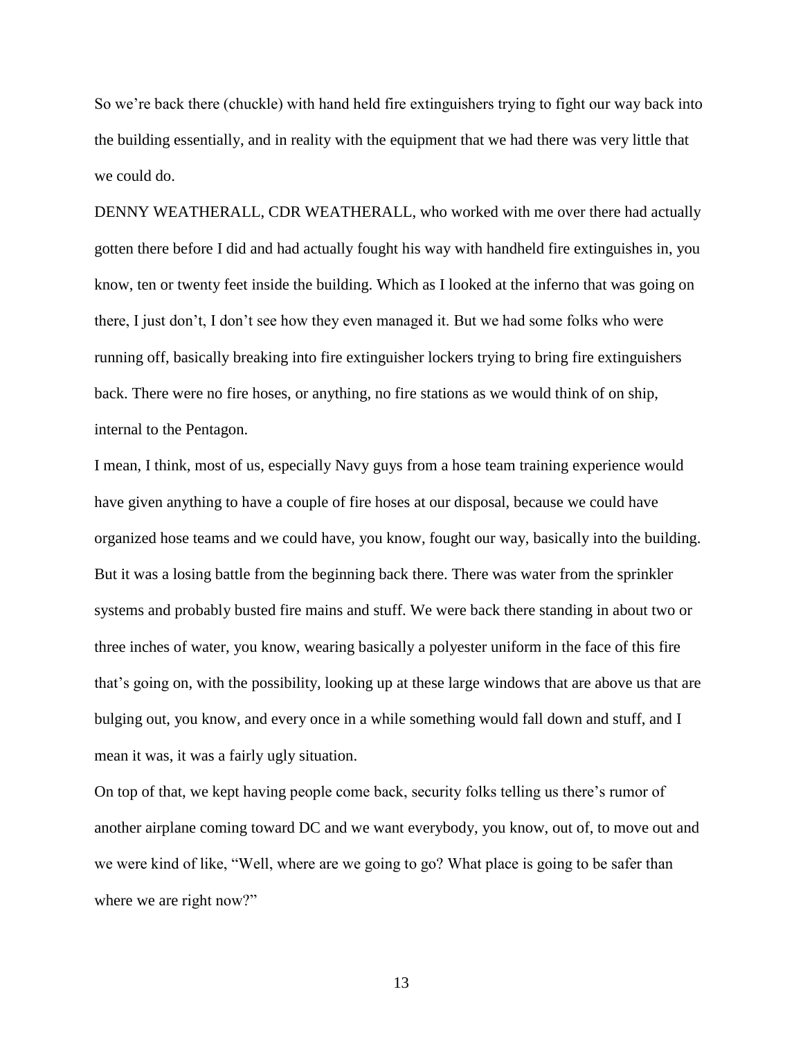So we're back there (chuckle) with hand held fire extinguishers trying to fight our way back into the building essentially, and in reality with the equipment that we had there was very little that we could do.

DENNY WEATHERALL, CDR WEATHERALL, who worked with me over there had actually gotten there before I did and had actually fought his way with handheld fire extinguishes in, you know, ten or twenty feet inside the building. Which as I looked at the inferno that was going on there, I just don't, I don't see how they even managed it. But we had some folks who were running off, basically breaking into fire extinguisher lockers trying to bring fire extinguishers back. There were no fire hoses, or anything, no fire stations as we would think of on ship, internal to the Pentagon.

I mean, I think, most of us, especially Navy guys from a hose team training experience would have given anything to have a couple of fire hoses at our disposal, because we could have organized hose teams and we could have, you know, fought our way, basically into the building. But it was a losing battle from the beginning back there. There was water from the sprinkler systems and probably busted fire mains and stuff. We were back there standing in about two or three inches of water, you know, wearing basically a polyester uniform in the face of this fire that's going on, with the possibility, looking up at these large windows that are above us that are bulging out, you know, and every once in a while something would fall down and stuff, and I mean it was, it was a fairly ugly situation.

On top of that, we kept having people come back, security folks telling us there's rumor of another airplane coming toward DC and we want everybody, you know, out of, to move out and we were kind of like, "Well, where are we going to go? What place is going to be safer than where we are right now?"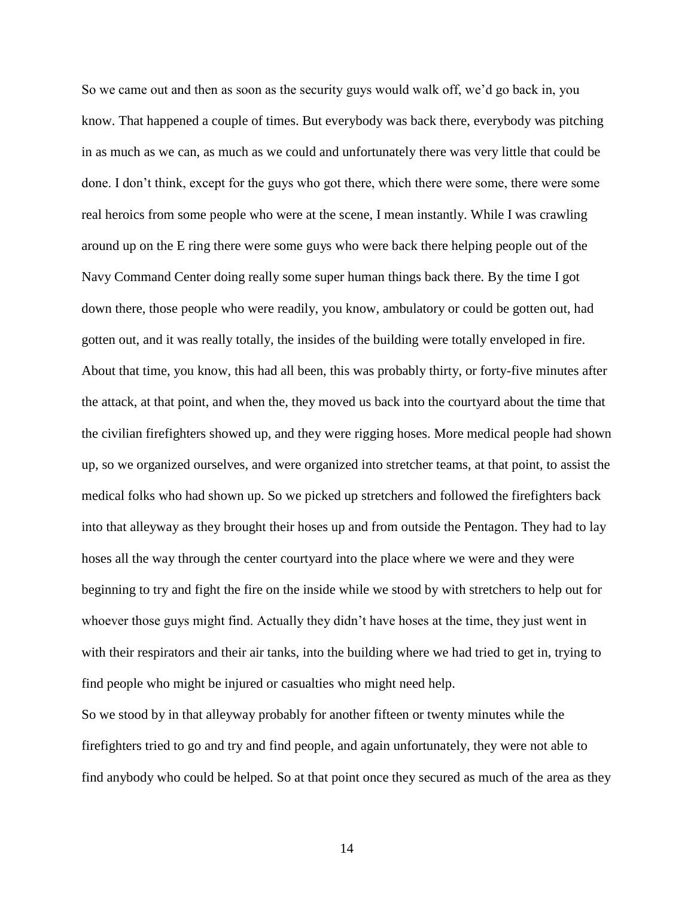So we came out and then as soon as the security guys would walk off, we'd go back in, you know. That happened a couple of times. But everybody was back there, everybody was pitching in as much as we can, as much as we could and unfortunately there was very little that could be done. I don't think, except for the guys who got there, which there were some, there were some real heroics from some people who were at the scene, I mean instantly. While I was crawling around up on the E ring there were some guys who were back there helping people out of the Navy Command Center doing really some super human things back there. By the time I got down there, those people who were readily, you know, ambulatory or could be gotten out, had gotten out, and it was really totally, the insides of the building were totally enveloped in fire. About that time, you know, this had all been, this was probably thirty, or forty-five minutes after the attack, at that point, and when the, they moved us back into the courtyard about the time that the civilian firefighters showed up, and they were rigging hoses. More medical people had shown up, so we organized ourselves, and were organized into stretcher teams, at that point, to assist the medical folks who had shown up. So we picked up stretchers and followed the firefighters back into that alleyway as they brought their hoses up and from outside the Pentagon. They had to lay hoses all the way through the center courtyard into the place where we were and they were beginning to try and fight the fire on the inside while we stood by with stretchers to help out for whoever those guys might find. Actually they didn't have hoses at the time, they just went in with their respirators and their air tanks, into the building where we had tried to get in, trying to find people who might be injured or casualties who might need help.

So we stood by in that alleyway probably for another fifteen or twenty minutes while the firefighters tried to go and try and find people, and again unfortunately, they were not able to find anybody who could be helped. So at that point once they secured as much of the area as they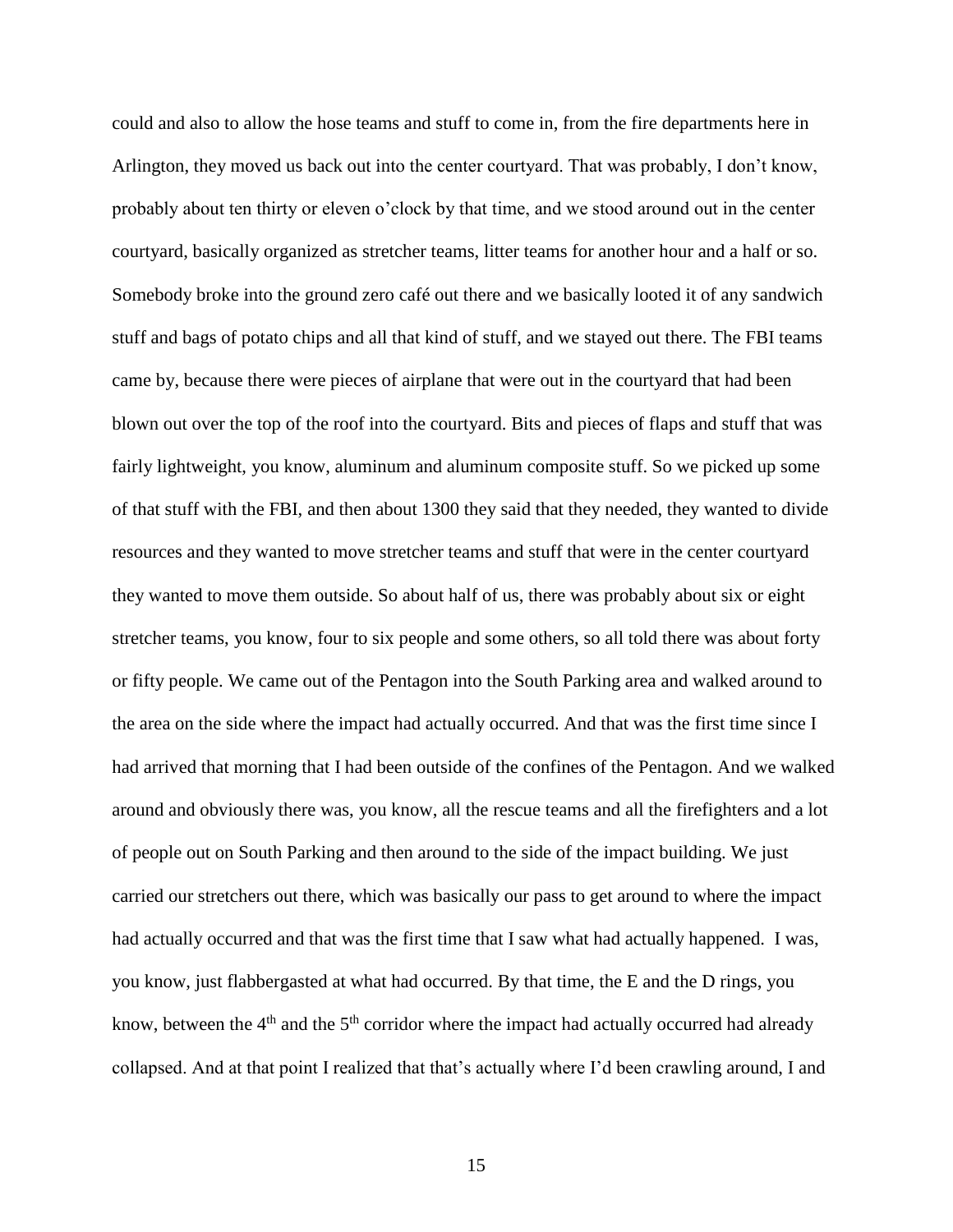could and also to allow the hose teams and stuff to come in, from the fire departments here in Arlington, they moved us back out into the center courtyard. That was probably, I don't know, probably about ten thirty or eleven o'clock by that time, and we stood around out in the center courtyard, basically organized as stretcher teams, litter teams for another hour and a half or so. Somebody broke into the ground zero café out there and we basically looted it of any sandwich stuff and bags of potato chips and all that kind of stuff, and we stayed out there. The FBI teams came by, because there were pieces of airplane that were out in the courtyard that had been blown out over the top of the roof into the courtyard. Bits and pieces of flaps and stuff that was fairly lightweight, you know, aluminum and aluminum composite stuff. So we picked up some of that stuff with the FBI, and then about 1300 they said that they needed, they wanted to divide resources and they wanted to move stretcher teams and stuff that were in the center courtyard they wanted to move them outside. So about half of us, there was probably about six or eight stretcher teams, you know, four to six people and some others, so all told there was about forty or fifty people. We came out of the Pentagon into the South Parking area and walked around to the area on the side where the impact had actually occurred. And that was the first time since I had arrived that morning that I had been outside of the confines of the Pentagon. And we walked around and obviously there was, you know, all the rescue teams and all the firefighters and a lot of people out on South Parking and then around to the side of the impact building. We just carried our stretchers out there, which was basically our pass to get around to where the impact had actually occurred and that was the first time that I saw what had actually happened. I was, you know, just flabbergasted at what had occurred. By that time, the E and the D rings, you know, between the 4th and the 5th corridor where the impact had actually occurred had already collapsed. And at that point I realized that that's actually where I'd been crawling around, I and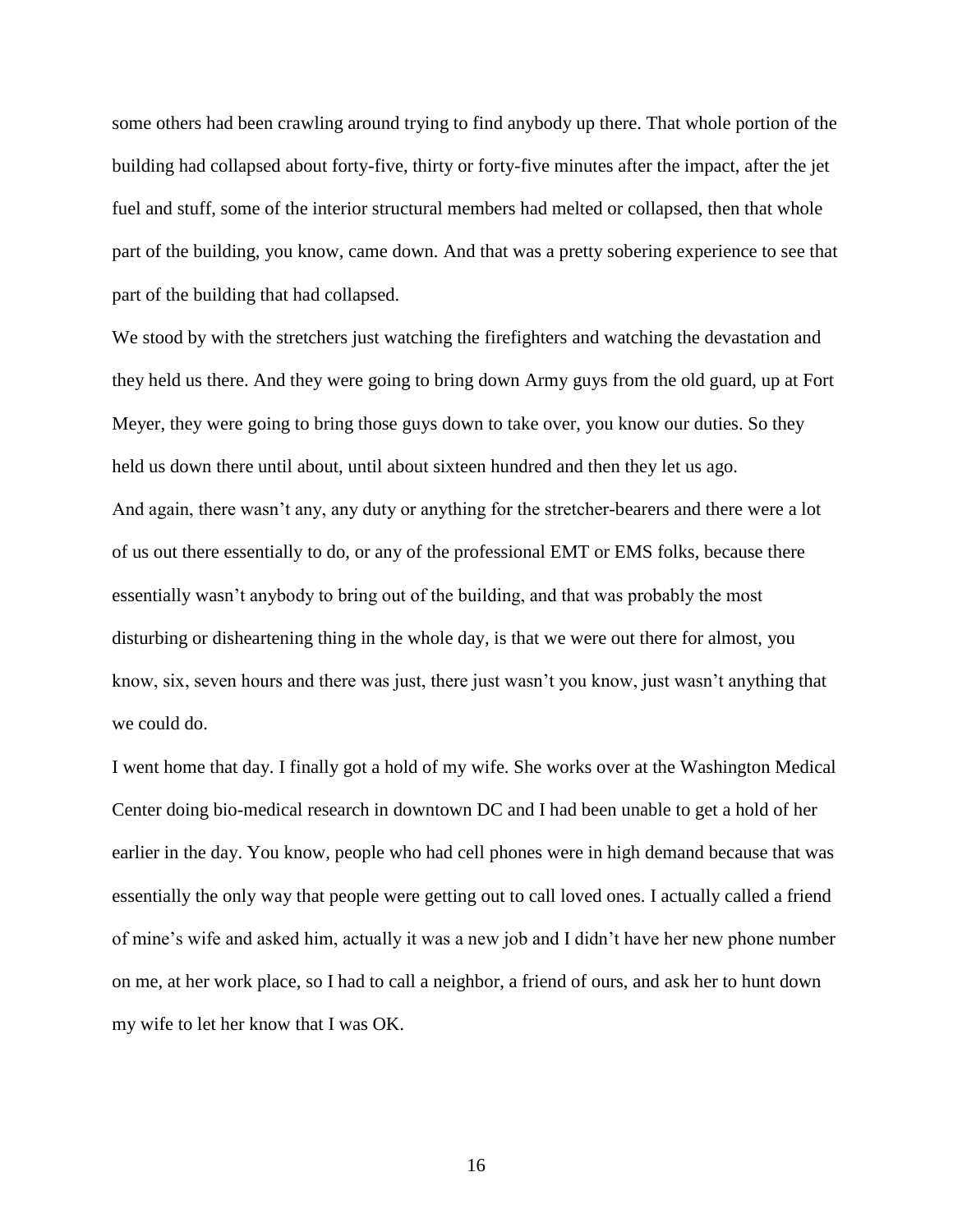some others had been crawling around trying to find anybody up there. That whole portion of the building had collapsed about forty-five, thirty or forty-five minutes after the impact, after the jet fuel and stuff, some of the interior structural members had melted or collapsed, then that whole part of the building, you know, came down. And that was a pretty sobering experience to see that part of the building that had collapsed.

We stood by with the stretchers just watching the firefighters and watching the devastation and they held us there. And they were going to bring down Army guys from the old guard, up at Fort Meyer, they were going to bring those guys down to take over, you know our duties. So they held us down there until about, until about sixteen hundred and then they let us ago.

And again, there wasn't any, any duty or anything for the stretcher-bearers and there were a lot of us out there essentially to do, or any of the professional EMT or EMS folks, because there essentially wasn't anybody to bring out of the building, and that was probably the most disturbing or disheartening thing in the whole day, is that we were out there for almost, you know, six, seven hours and there was just, there just wasn't you know, just wasn't anything that we could do.

I went home that day. I finally got a hold of my wife. She works over at the Washington Medical Center doing bio-medical research in downtown DC and I had been unable to get a hold of her earlier in the day. You know, people who had cell phones were in high demand because that was essentially the only way that people were getting out to call loved ones. I actually called a friend of mine's wife and asked him, actually it was a new job and I didn't have her new phone number on me, at her work place, so I had to call a neighbor, a friend of ours, and ask her to hunt down my wife to let her know that I was OK.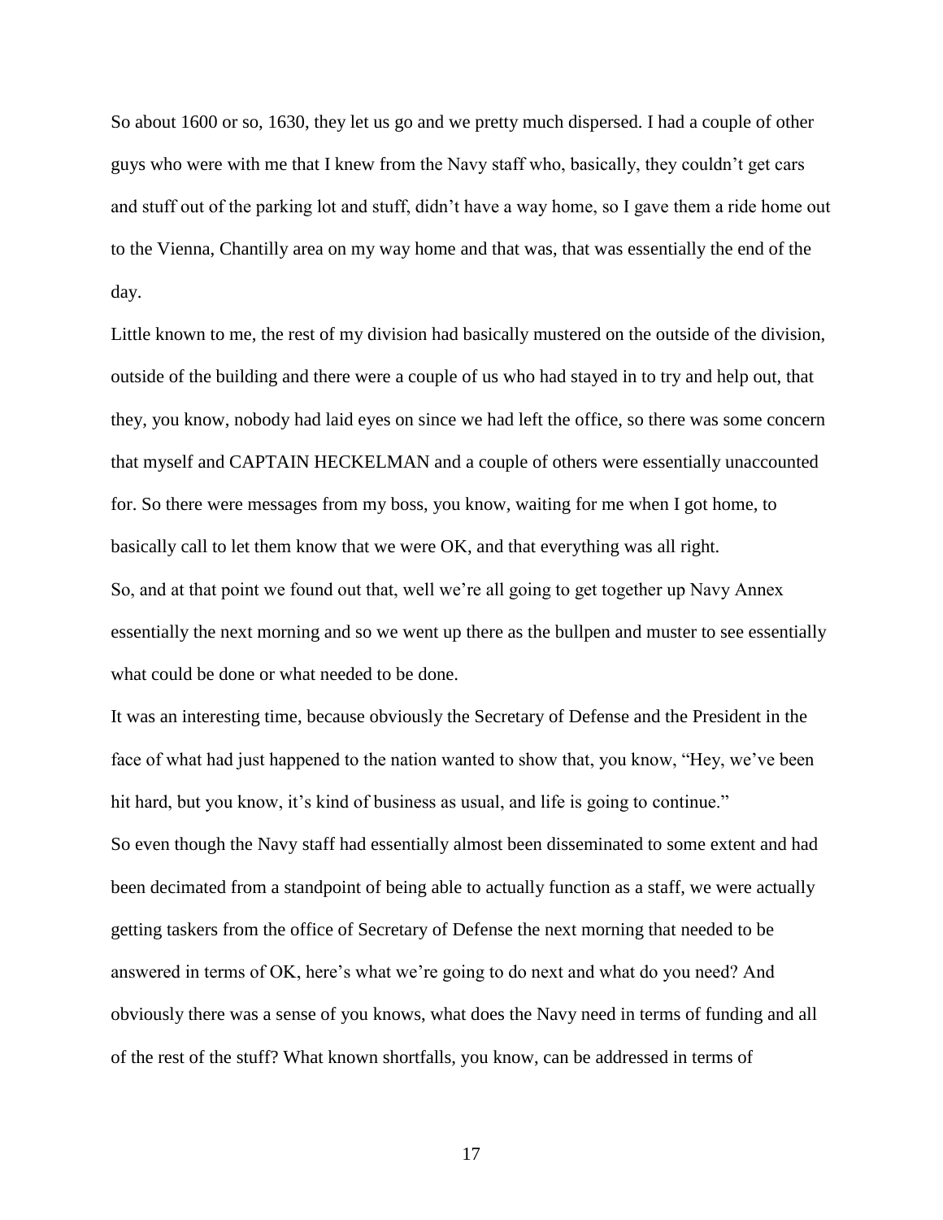So about 1600 or so, 1630, they let us go and we pretty much dispersed. I had a couple of other guys who were with me that I knew from the Navy staff who, basically, they couldn't get cars and stuff out of the parking lot and stuff, didn't have a way home, so I gave them a ride home out to the Vienna, Chantilly area on my way home and that was, that was essentially the end of the day.

Little known to me, the rest of my division had basically mustered on the outside of the division, outside of the building and there were a couple of us who had stayed in to try and help out, that they, you know, nobody had laid eyes on since we had left the office, so there was some concern that myself and CAPTAIN HECKELMAN and a couple of others were essentially unaccounted for. So there were messages from my boss, you know, waiting for me when I got home, to basically call to let them know that we were OK, and that everything was all right.

So, and at that point we found out that, well we're all going to get together up Navy Annex essentially the next morning and so we went up there as the bullpen and muster to see essentially what could be done or what needed to be done.

It was an interesting time, because obviously the Secretary of Defense and the President in the face of what had just happened to the nation wanted to show that, you know, "Hey, we've been hit hard, but you know, it's kind of business as usual, and life is going to continue."

So even though the Navy staff had essentially almost been disseminated to some extent and had been decimated from a standpoint of being able to actually function as a staff, we were actually getting taskers from the office of Secretary of Defense the next morning that needed to be answered in terms of OK, here's what we're going to do next and what do you need? And obviously there was a sense of you knows, what does the Navy need in terms of funding and all of the rest of the stuff? What known shortfalls, you know, can be addressed in terms of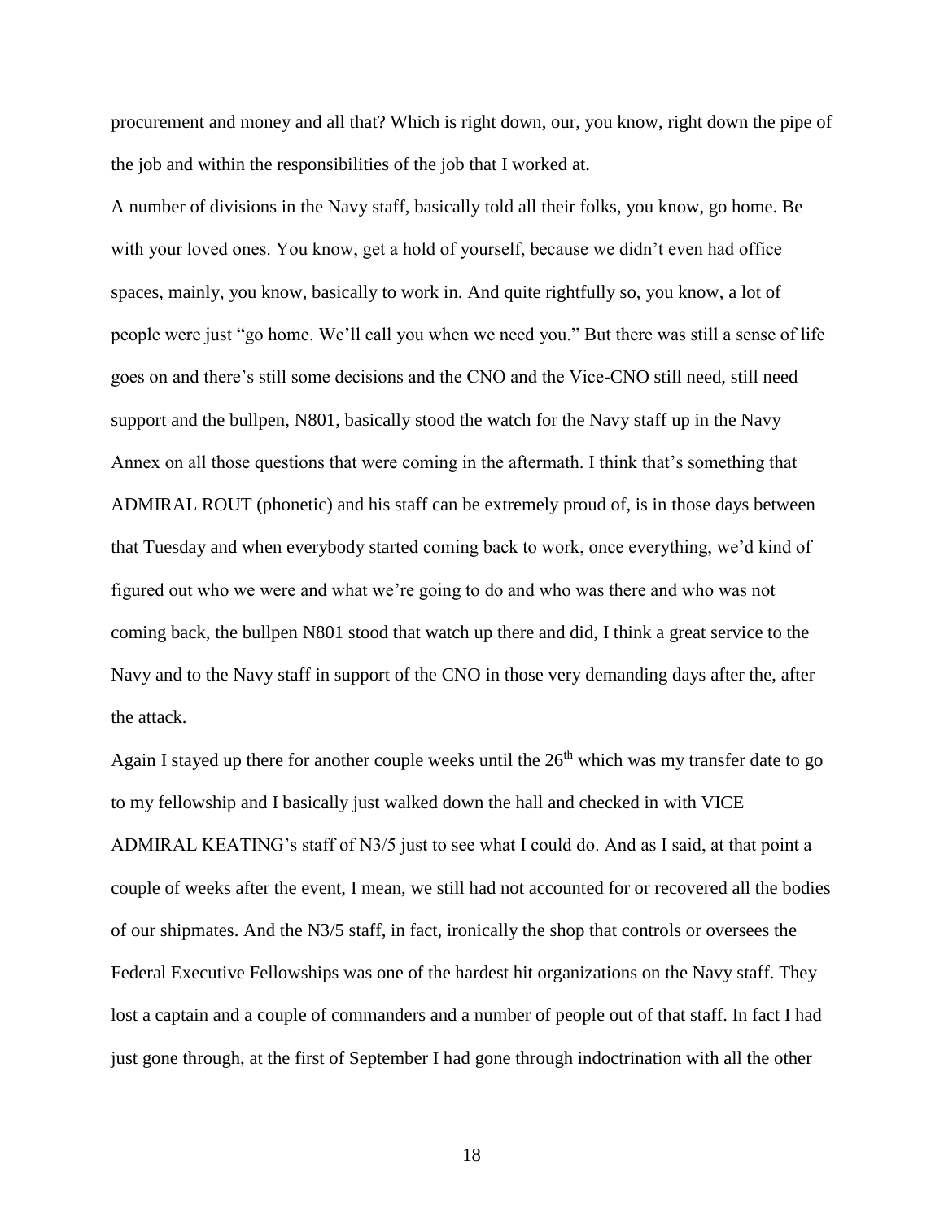procurement and money and all that? Which is right down, our, you know, right down the pipe of the job and within the responsibilities of the job that I worked at.

A number of divisions in the Navy staff, basically told all their folks, you know, go home. Be with your loved ones. You know, get a hold of yourself, because we didn't even had office spaces, mainly, you know, basically to work in. And quite rightfully so, you know, a lot of people were just "go home. We'll call you when we need you." But there was still a sense of life goes on and there's still some decisions and the CNO and the Vice-CNO still need, still need support and the bullpen, N801, basically stood the watch for the Navy staff up in the Navy Annex on all those questions that were coming in the aftermath. I think that's something that ADMIRAL ROUT (phonetic) and his staff can be extremely proud of, is in those days between that Tuesday and when everybody started coming back to work, once everything, we'd kind of figured out who we were and what we're going to do and who was there and who was not coming back, the bullpen N801 stood that watch up there and did, I think a great service to the Navy and to the Navy staff in support of the CNO in those very demanding days after the, after the attack.

Again I stayed up there for another couple weeks until the 26th which was my transfer date to go to my fellowship and I basically just walked down the hall and checked in with VICE ADMIRAL KEATING's staff of N3/5 just to see what I could do. And as I said, at that point a couple of weeks after the event, I mean, we still had not accounted for or recovered all the bodies of our shipmates. And the N3/5 staff, in fact, ironically the shop that controls or oversees the Federal Executive Fellowships was one of the hardest hit organizations on the Navy staff. They lost a captain and a couple of commanders and a number of people out of that staff. In fact I had just gone through, at the first of September I had gone through indoctrination with all the other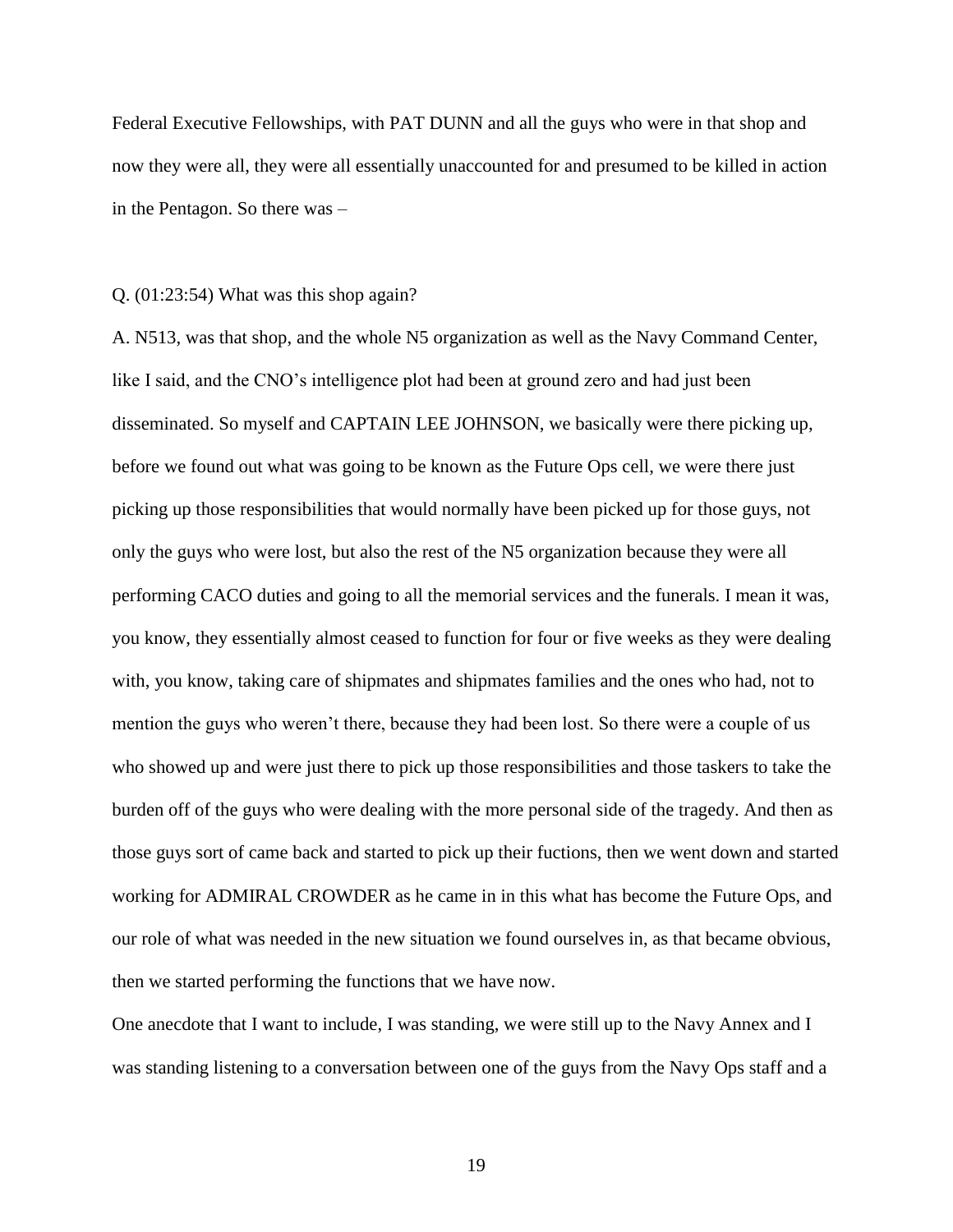Federal Executive Fellowships, with PAT DUNN and all the guys who were in that shop and now they were all, they were all essentially unaccounted for and presumed to be killed in action in the Pentagon. So there was –

Q. (01:23:54) What was this shop again?

A. N513, was that shop, and the whole N5 organization as well as the Navy Command Center, like I said, and the CNO's intelligence plot had been at ground zero and had just been disseminated. So myself and CAPTAIN LEE JOHNSON, we basically were there picking up, before we found out what was going to be known as the Future Ops cell, we were there just picking up those responsibilities that would normally have been picked up for those guys, not only the guys who were lost, but also the rest of the N5 organization because they were all performing CACO duties and going to all the memorial services and the funerals. I mean it was, you know, they essentially almost ceased to function for four or five weeks as they were dealing with, you know, taking care of shipmates and shipmates families and the ones who had, not to mention the guys who weren't there, because they had been lost. So there were a couple of us who showed up and were just there to pick up those responsibilities and those taskers to take the burden off of the guys who were dealing with the more personal side of the tragedy. And then as those guys sort of came back and started to pick up their fuctions, then we went down and started working for ADMIRAL CROWDER as he came in in this what has become the Future Ops, and our role of what was needed in the new situation we found ourselves in, as that became obvious, then we started performing the functions that we have now.

One anecdote that I want to include, I was standing, we were still up to the Navy Annex and I was standing listening to a conversation between one of the guys from the Navy Ops staff and a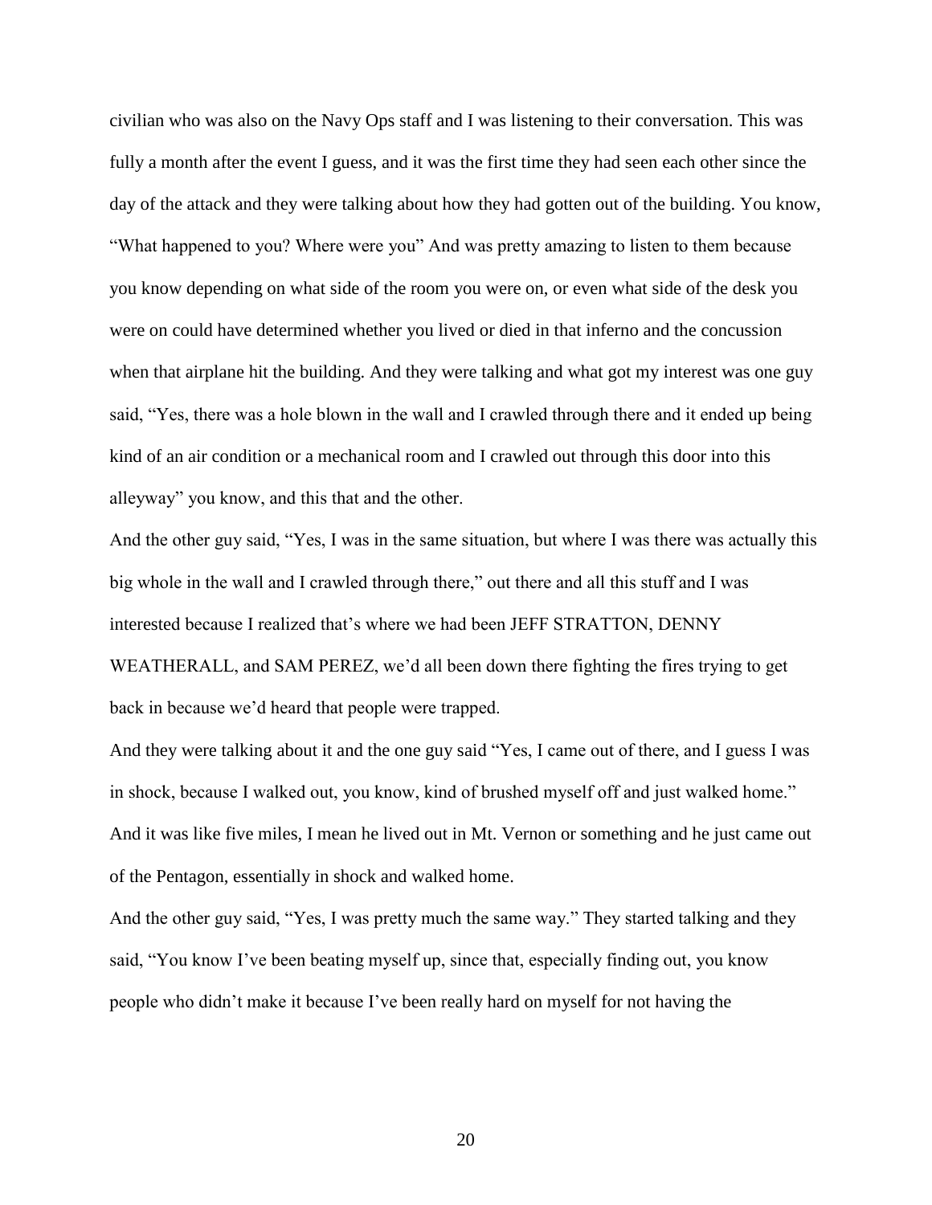civilian who was also on the Navy Ops staff and I was listening to their conversation. This was fully a month after the event I guess, and it was the first time they had seen each other since the day of the attack and they were talking about how they had gotten out of the building. You know, "What happened to you? Where were you" And was pretty amazing to listen to them because you know depending on what side of the room you were on, or even what side of the desk you were on could have determined whether you lived or died in that inferno and the concussion when that airplane hit the building. And they were talking and what got my interest was one guy said, "Yes, there was a hole blown in the wall and I crawled through there and it ended up being kind of an air condition or a mechanical room and I crawled out through this door into this alleyway" you know, and this that and the other.

And the other guy said, "Yes, I was in the same situation, but where I was there was actually this big whole in the wall and I crawled through there," out there and all this stuff and I was interested because I realized that's where we had been JEFF STRATTON, DENNY WEATHERALL, and SAM PEREZ, we'd all been down there fighting the fires trying to get back in because we'd heard that people were trapped.

And they were talking about it and the one guy said "Yes, I came out of there, and I guess I was in shock, because I walked out, you know, kind of brushed myself off and just walked home." And it was like five miles, I mean he lived out in Mt. Vernon or something and he just came out of the Pentagon, essentially in shock and walked home.

And the other guy said, "Yes, I was pretty much the same way." They started talking and they said, "You know I've been beating myself up, since that, especially finding out, you know people who didn't make it because I've been really hard on myself for not having the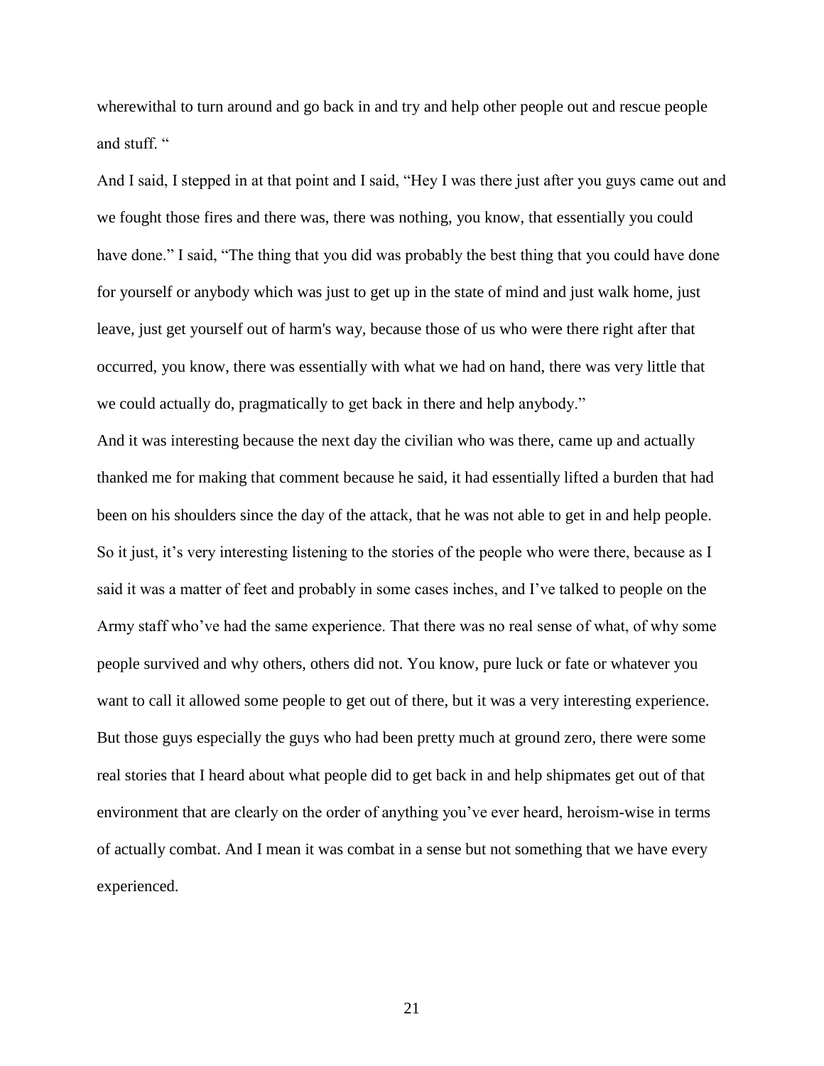wherewithal to turn around and go back in and try and help other people out and rescue people and stuff. "

And I said, I stepped in at that point and I said, "Hey I was there just after you guys came out and we fought those fires and there was, there was nothing, you know, that essentially you could have done." I said, "The thing that you did was probably the best thing that you could have done for yourself or anybody which was just to get up in the state of mind and just walk home, just leave, just get yourself out of harm's way, because those of us who were there right after that occurred, you know, there was essentially with what we had on hand, there was very little that we could actually do, pragmatically to get back in there and help anybody."

And it was interesting because the next day the civilian who was there, came up and actually thanked me for making that comment because he said, it had essentially lifted a burden that had been on his shoulders since the day of the attack, that he was not able to get in and help people. So it just, it's very interesting listening to the stories of the people who were there, because as I said it was a matter of feet and probably in some cases inches, and I've talked to people on the Army staff who've had the same experience. That there was no real sense of what, of why some people survived and why others, others did not. You know, pure luck or fate or whatever you want to call it allowed some people to get out of there, but it was a very interesting experience. But those guys especially the guys who had been pretty much at ground zero, there were some real stories that I heard about what people did to get back in and help shipmates get out of that environment that are clearly on the order of anything you've ever heard, heroism-wise in terms of actually combat. And I mean it was combat in a sense but not something that we have every experienced.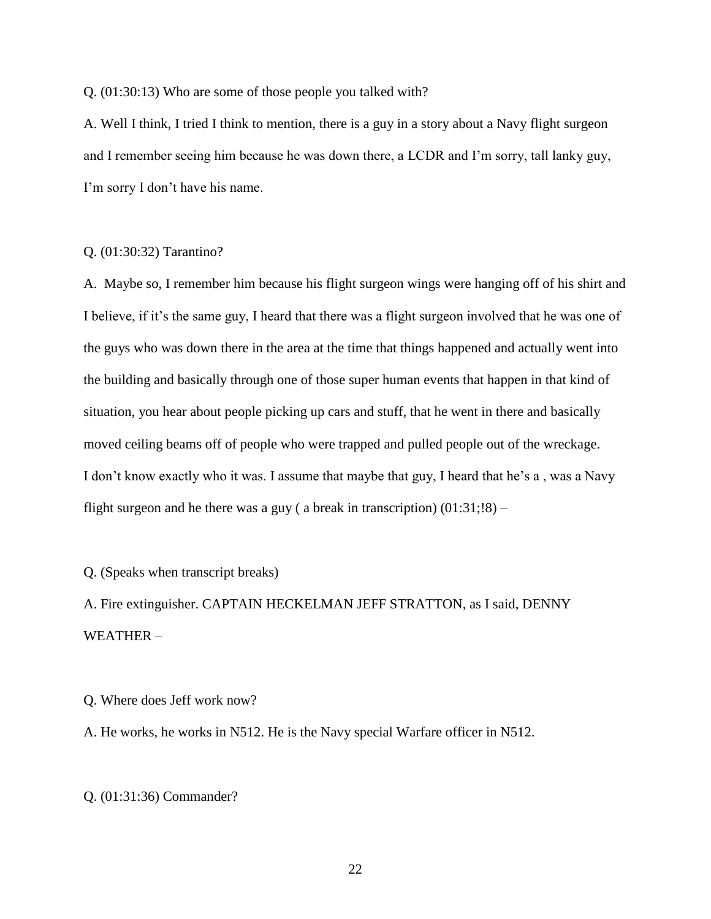Q. (01:30:13) Who are some of those people you talked with?

A. Well I think, I tried I think to mention, there is a guy in a story about a Navy flight surgeon and I remember seeing him because he was down there, a LCDR and I'm sorry, tall lanky guy, I'm sorry I don't have his name.

Q. (01:30:32) Tarantino?

A. Maybe so, I remember him because his flight surgeon wings were hanging off of his shirt and I believe, if it's the same guy, I heard that there was a flight surgeon involved that he was one of the guys who was down there in the area at the time that things happened and actually went into the building and basically through one of those super human events that happen in that kind of situation, you hear about people picking up cars and stuff, that he went in there and basically moved ceiling beams off of people who were trapped and pulled people out of the wreckage. I don't know exactly who it was. I assume that maybe that guy, I heard that he's a , was a Navy flight surgeon and he there was a guy ( a break in transcription) (01:31;!8) –

Q. (Speaks when transcript breaks)

A. Fire extinguisher. CAPTAIN HECKELMAN JEFF STRATTON, as I said, DENNY WEATHER –

Q. Where does Jeff work now?

A. He works, he works in N512. He is the Navy special Warfare officer in N512.

Q. (01:31:36) Commander?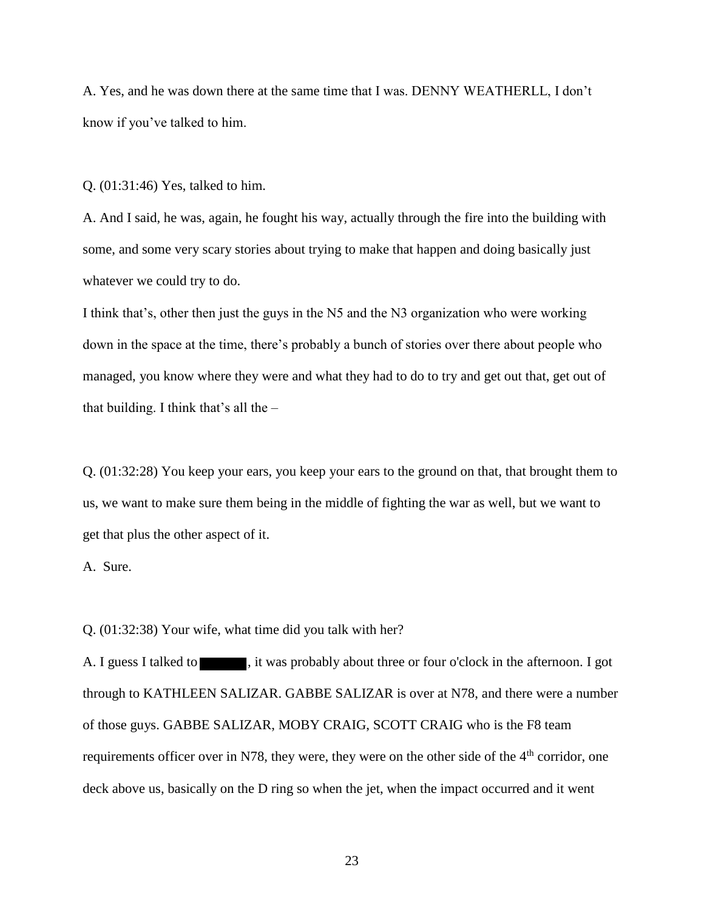A. Yes, and he was down there at the same time that I was. DENNY WEATHERLL, I don't know if you've talked to him.

Q. (01:31:46) Yes, talked to him.

A. And I said, he was, again, he fought his way, actually through the fire into the building with some, and some very scary stories about trying to make that happen and doing basically just whatever we could try to do.

I think that's, other then just the guys in the N5 and the N3 organization who were working down in the space at the time, there's probably a bunch of stories over there about people who managed, you know where they were and what they had to do to try and get out that, get out of that building. I think that's all the –

Q. (01:32:28) You keep your ears, you keep your ears to the ground on that, that brought them to us, we want to make sure them being in the middle of fighting the war as well, but we want to get that plus the other aspect of it.

A. Sure.

Q. (01:32:38) Your wife, what time did you talk with her?

A. I guess I talked to ██████, it was probably about three or four o'clock in the afternoon. I got through to KATHLEEN SALIZAR. GABBE SALIZAR is over at N78, and there were a number of those guys. GABBE SALIZAR, MOBY CRAIG, SCOTT CRAIG who is the F8 team requirements officer over in N78, they were, they were on the other side of the 4th corridor, one deck above us, basically on the D ring so when the jet, when the impact occurred and it went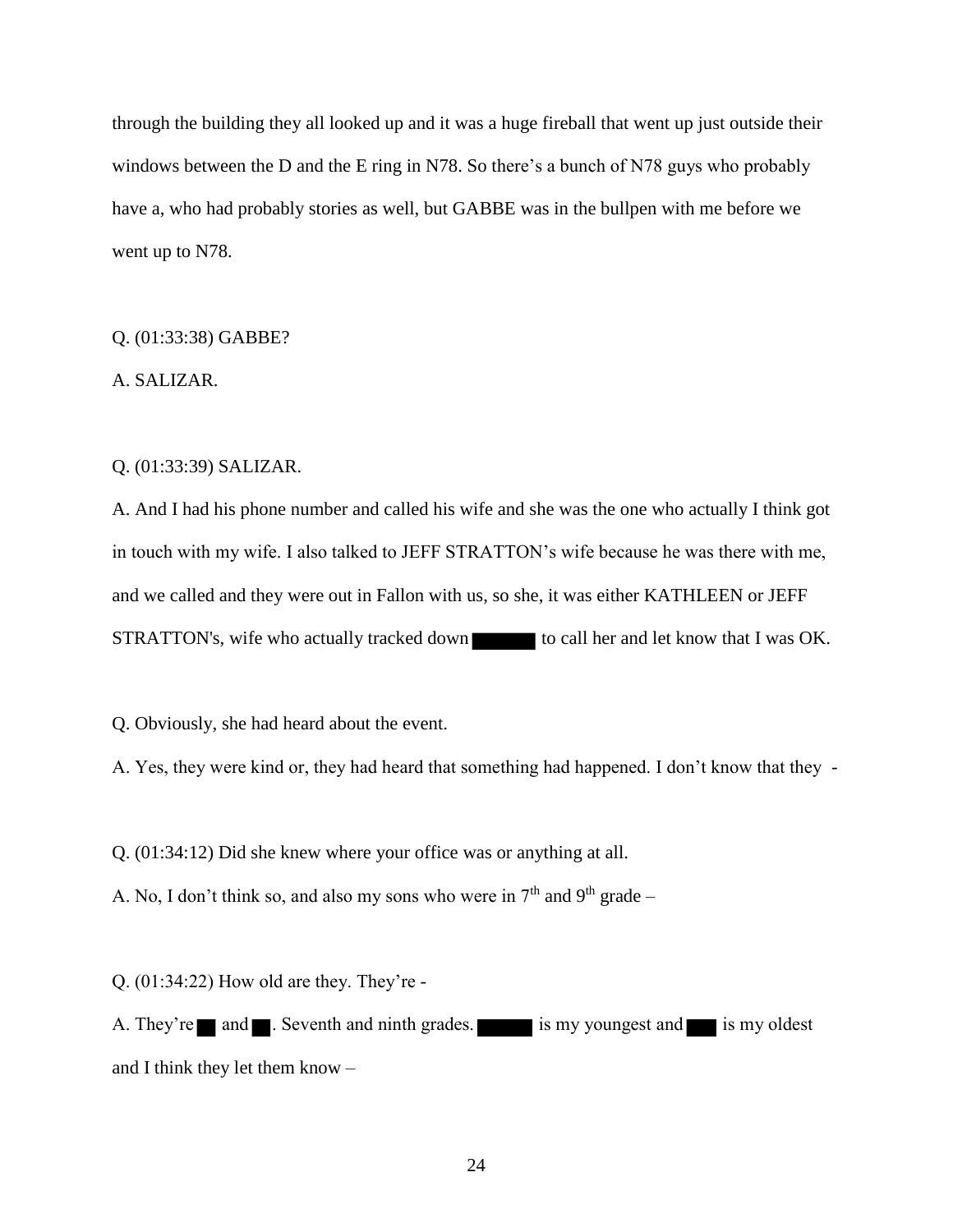through the building they all looked up and it was a huge fireball that went up just outside their windows between the D and the E ring in N78. So there's a bunch of N78 guys who probably have a, who had probably stories as well, but GABBE was in the bullpen with me before we went up to N78.

Q. (01:33:38) GABBE?

A. SALIZAR.

Q. (01:33:39) SALIZAR.

A. And I had his phone number and called his wife and she was the one who actually I think got in touch with my wife. I also talked to JEFF STRATTON's wife because he was there with me, and we called and they were out in Fallon with us, so she, it was either KATHLEEN or JEFF STRATTON's, wife who actually tracked down ██████ to call her and let know that I was OK.

Q. Obviously, she had heard about the event.

A. Yes, they were kind or, they had heard that something had happened. I don't know that they -

Q. (01:34:12) Did she knew where your office was or anything at all.

A. No, I don't think so, and also my sons who were in 7th and 9th grade –

Q. (01:34:22) How old are they. They're -

A. They're ██ and ██. Seventh and ninth grades. ██████ is my youngest and ███ is my oldest and I think they let them know –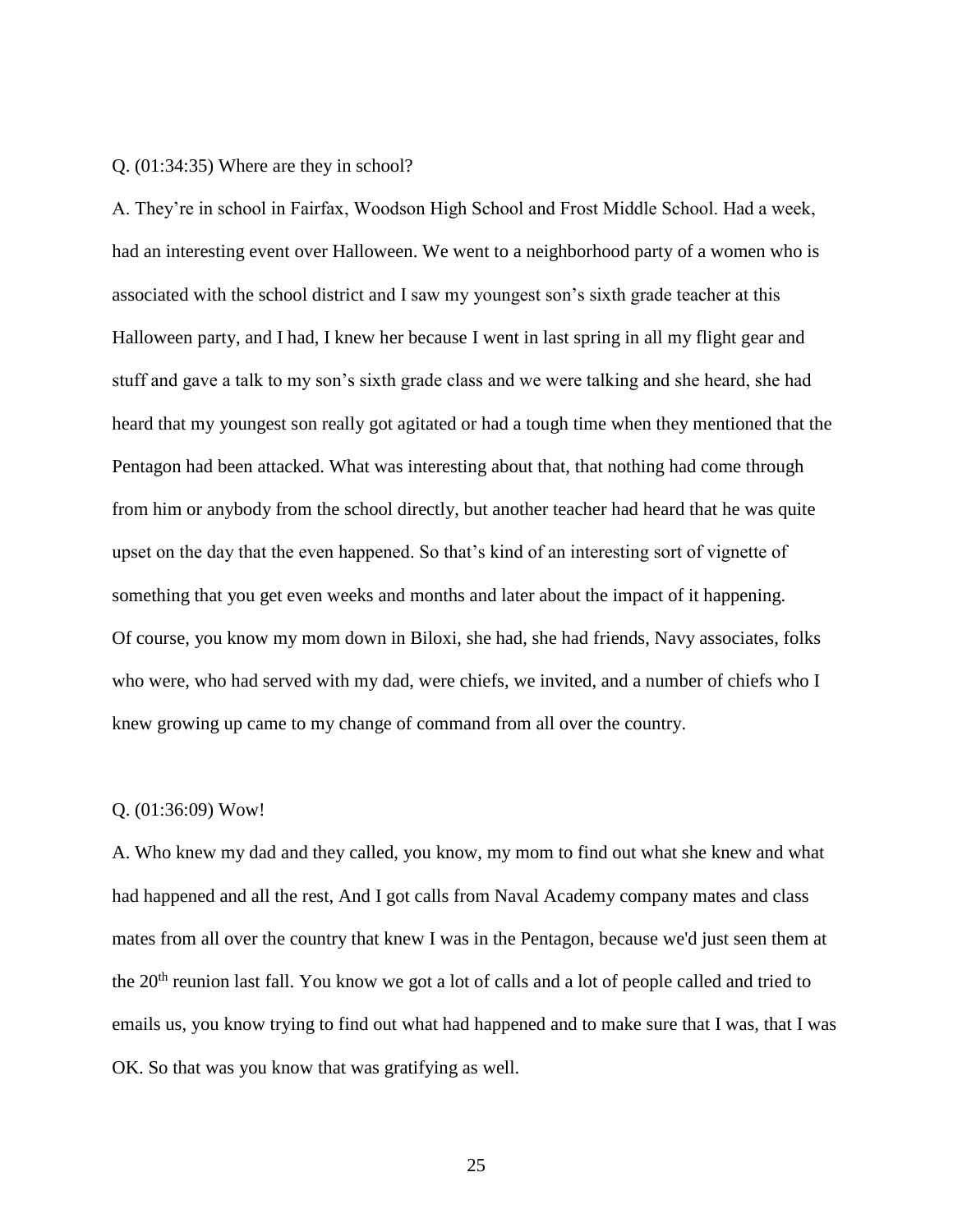Q. (01:34:35) Where are they in school?

A. They're in school in Fairfax, Woodson High School and Frost Middle School. Had a week, had an interesting event over Halloween. We went to a neighborhood party of a women who is associated with the school district and I saw my youngest son's sixth grade teacher at this Halloween party, and I had, I knew her because I went in last spring in all my flight gear and stuff and gave a talk to my son's sixth grade class and we were talking and she heard, she had heard that my youngest son really got agitated or had a tough time when they mentioned that the Pentagon had been attacked. What was interesting about that, that nothing had come through from him or anybody from the school directly, but another teacher had heard that he was quite upset on the day that the even happened. So that's kind of an interesting sort of vignette of something that you get even weeks and months and later about the impact of it happening.
Of course, you know my mom down in Biloxi, she had, she had friends, Navy associates, folks who were, who had served with my dad, were chiefs, we invited, and a number of chiefs who I knew growing up came to my change of command from all over the country.

Q. (01:36:09) Wow!

A. Who knew my dad and they called, you know, my mom to find out what she knew and what had happened and all the rest, And I got calls from Naval Academy company mates and class mates from all over the country that knew I was in the Pentagon, because we'd just seen them at the 20th reunion last fall. You know we got a lot of calls and a lot of people called and tried to emails us, you know trying to find out what had happened and to make sure that I was, that I was OK. So that was you know that was gratifying as well.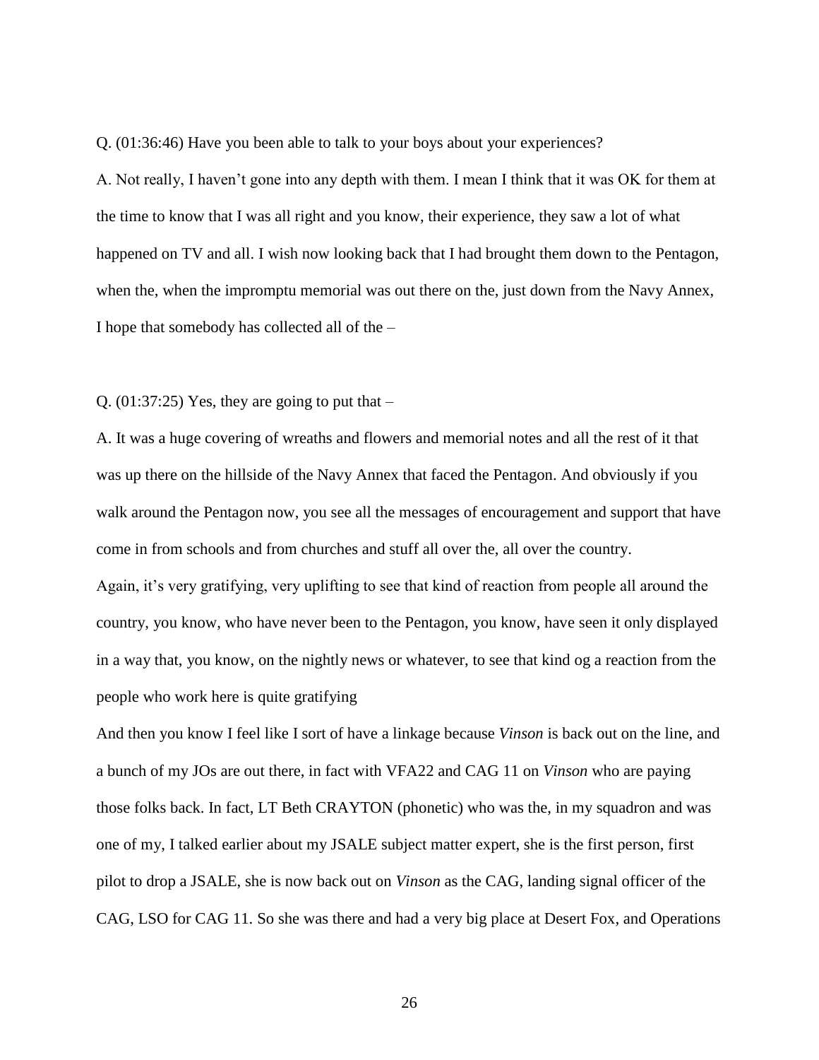Q. (01:36:46) Have you been able to talk to your boys about your experiences?

A. Not really, I haven't gone into any depth with them. I mean I think that it was OK for them at the time to know that I was all right and you know, their experience, they saw a lot of what happened on TV and all. I wish now looking back that I had brought them down to the Pentagon, when the, when the impromptu memorial was out there on the, just down from the Navy Annex, I hope that somebody has collected all of the –

Q. (01:37:25) Yes, they are going to put that –

A. It was a huge covering of wreaths and flowers and memorial notes and all the rest of it that was up there on the hillside of the Navy Annex that faced the Pentagon. And obviously if you walk around the Pentagon now, you see all the messages of encouragement and support that have come in from schools and from churches and stuff all over the, all over the country.

Again, it's very gratifying, very uplifting to see that kind of reaction from people all around the country, you know, who have never been to the Pentagon, you know, have seen it only displayed in a way that, you know, on the nightly news or whatever, to see that kind og a reaction from the people who work here is quite gratifying

And then you know I feel like I sort of have a linkage because *Vinson* is back out on the line, and a bunch of my JOs are out there, in fact with VFA22 and CAG 11 on *Vinson* who are paying those folks back. In fact, LT Beth CRAYTON (phonetic) who was the, in my squadron and was one of my, I talked earlier about my JSALE subject matter expert, she is the first person, first pilot to drop a JSALE, she is now back out on *Vinson* as the CAG, landing signal officer of the CAG, LSO for CAG 11. So she was there and had a very big place at Desert Fox, and Operations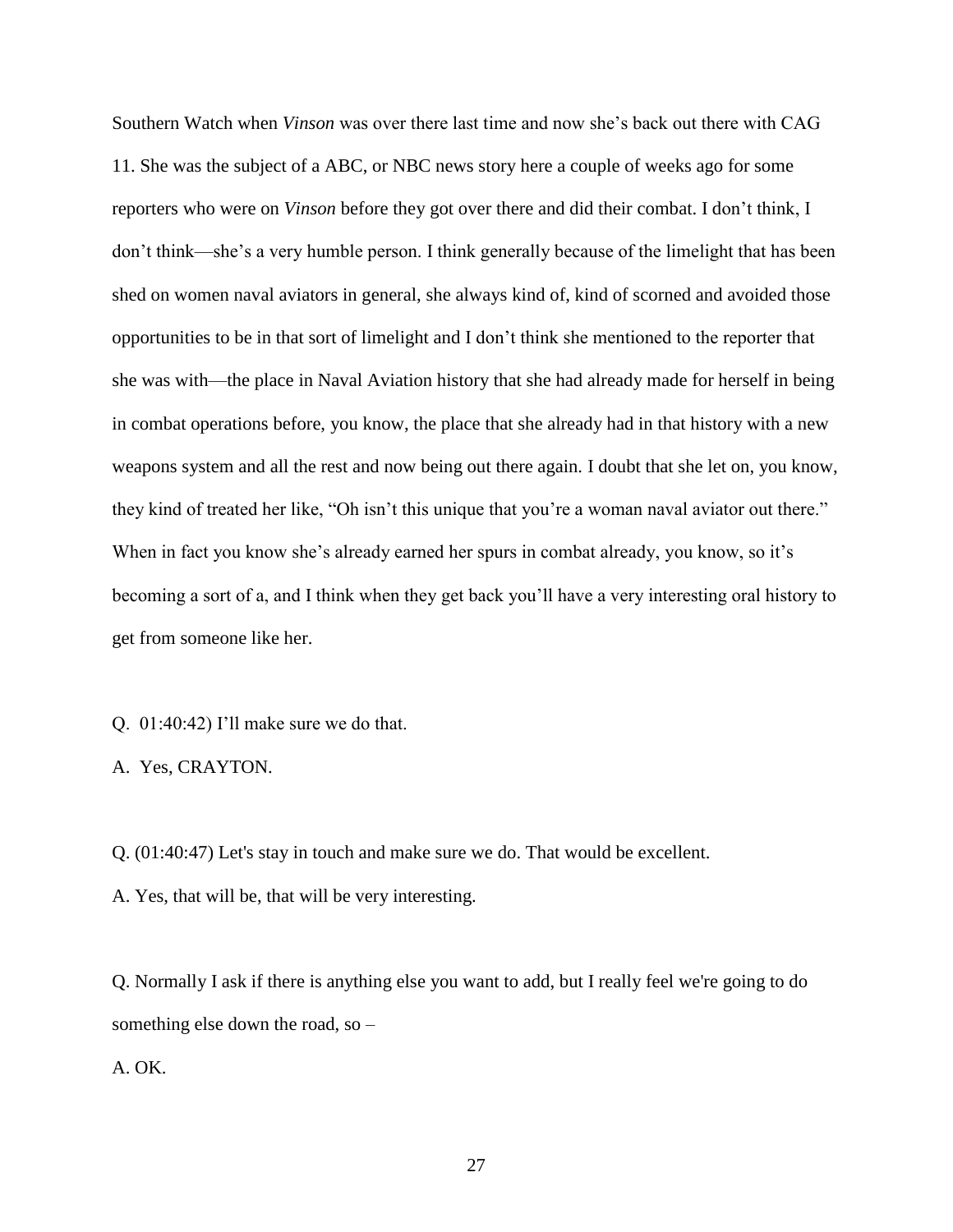Southern Watch when *Vinson* was over there last time and now she's back out there with CAG 11. She was the subject of a ABC, or NBC news story here a couple of weeks ago for some reporters who were on *Vinson* before they got over there and did their combat. I don't think, I don't think—she's a very humble person. I think generally because of the limelight that has been shed on women naval aviators in general, she always kind of, kind of scorned and avoided those opportunities to be in that sort of limelight and I don't think she mentioned to the reporter that she was with—the place in Naval Aviation history that she had already made for herself in being in combat operations before, you know, the place that she already had in that history with a new weapons system and all the rest and now being out there again. I doubt that she let on, you know, they kind of treated her like, "Oh isn't this unique that you're a woman naval aviator out there." When in fact you know she's already earned her spurs in combat already, you know, so it's becoming a sort of a, and I think when they get back you'll have a very interesting oral history to get from someone like her.

Q. 01:40:42) I'll make sure we do that.

A. Yes, CRAYTON.

Q. (01:40:47) Let's stay in touch and make sure we do. That would be excellent.

A. Yes, that will be, that will be very interesting.

Q. Normally I ask if there is anything else you want to add, but I really feel we're going to do something else down the road, so –

A. OK.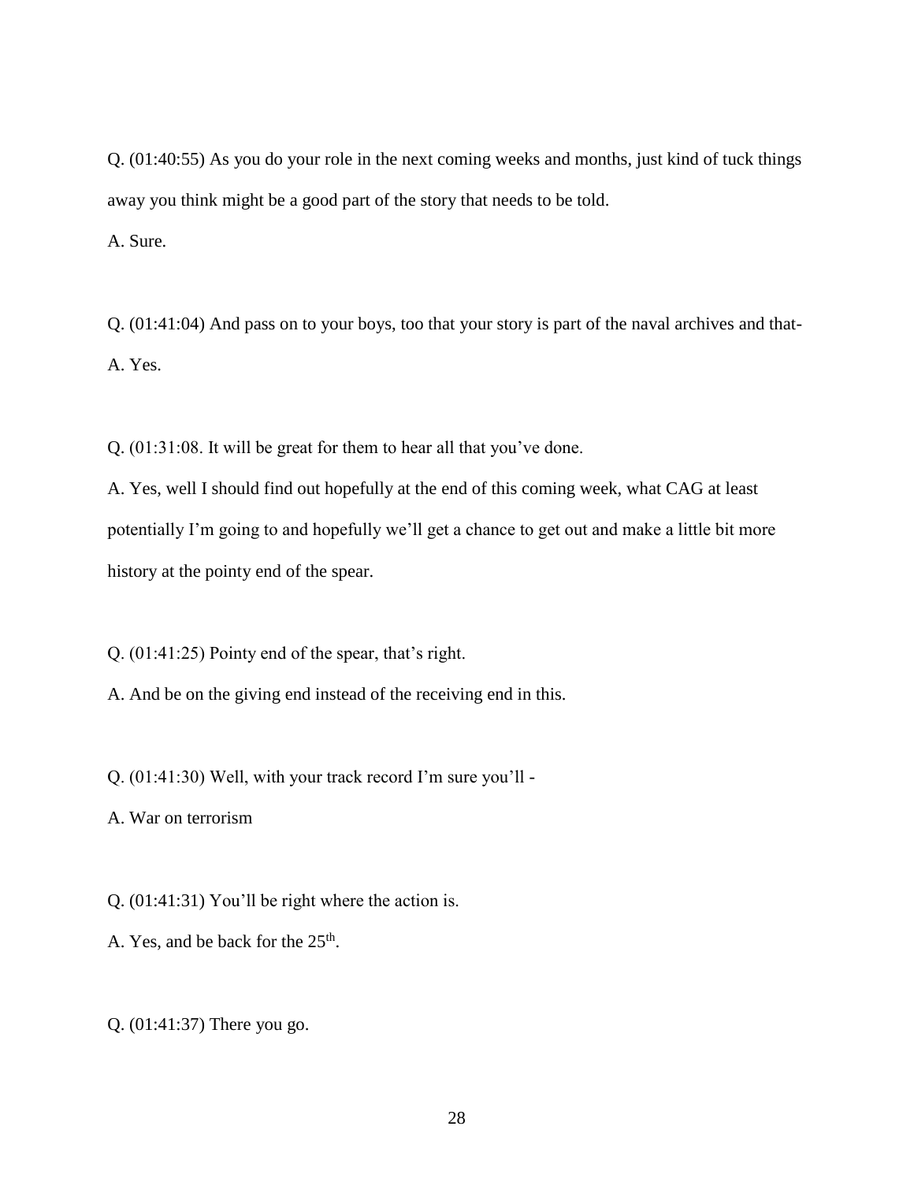Q. (01:40:55) As you do your role in the next coming weeks and months, just kind of tuck things away you think might be a good part of the story that needs to be told.

A. Sure.

Q. (01:41:04) And pass on to your boys, too that your story is part of the naval archives and that-

A. Yes.

Q. (01:31:08. It will be great for them to hear all that you've done.

A. Yes, well I should find out hopefully at the end of this coming week, what CAG at least potentially I'm going to and hopefully we'll get a chance to get out and make a little bit more history at the pointy end of the spear.

Q. (01:41:25) Pointy end of the spear, that's right.

A. And be on the giving end instead of the receiving end in this.

Q. (01:41:30) Well, with your track record I'm sure you'll -

A. War on terrorism

Q. (01:41:31) You'll be right where the action is.

A. Yes, and be back for the 25th.

Q. (01:41:37) There you go.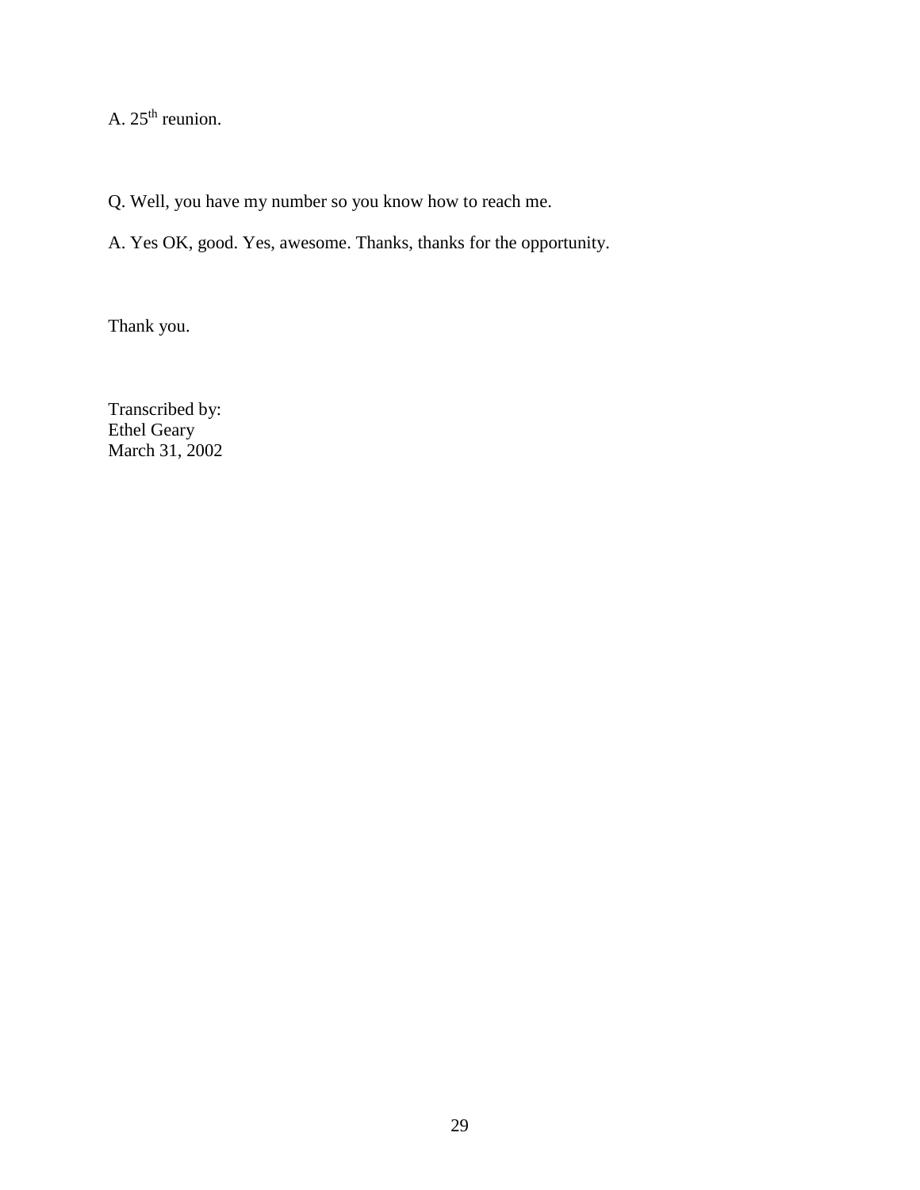A. 25th reunion.

Q. Well, you have my number so you know how to reach me.

A. Yes OK, good. Yes, awesome. Thanks, thanks for the opportunity.

Thank you.

Transcribed by:
Ethel Geary
March 31, 2002